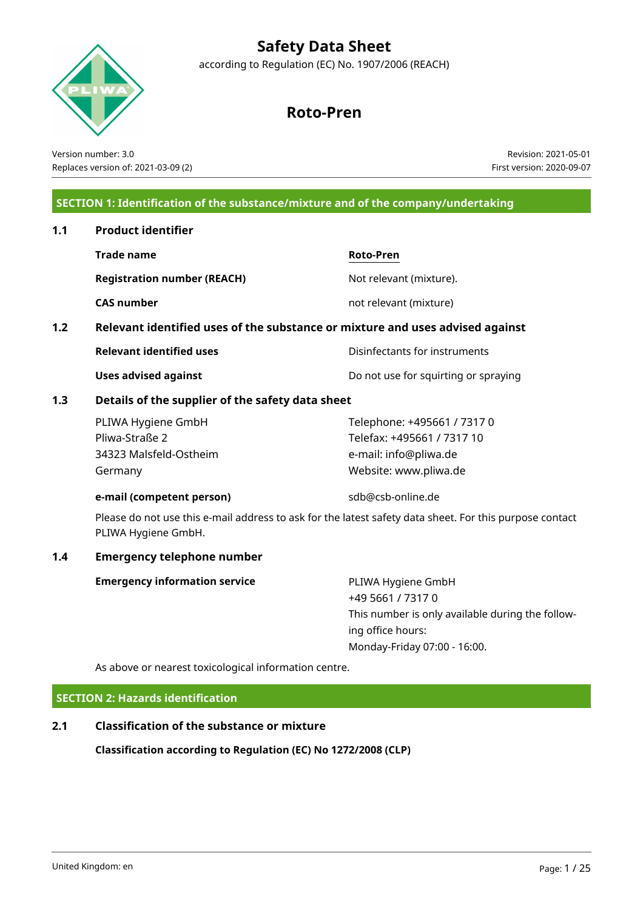# Safety Data Sheet

according to Regulation (EC) No. 1907/2006 (REACH)

# Roto-Pren

Version number: 3.0
Replaces version of: 2021-03-09 (2)

Revision: 2021-05-01
First version: 2020-09-07

## SECTION 1: Identification of the substance/mixture and of the company/undertaking

### 1.1 Product identifier

| | |
|---|---|
| **Trade name** | Roto-Pren |
| **Registration number (REACH)** | Not relevant (mixture). |
| **CAS number** | not relevant (mixture) |

### 1.2 Relevant identified uses of the substance or mixture and uses advised against

| | |
|---|---|
| **Relevant identified uses** | Disinfectants for instruments |
| **Uses advised against** | Do not use for squirting or spraying |

### 1.3 Details of the supplier of the safety data sheet

PLIWA Hygiene GmbH
Pliwa-Straße 2
34323 Malsfeld-Ostheim
Germany

Telephone: +495661 / 7317 0
Telefax: +495661 / 7317 10
e-mail: info@pliwa.de
Website: www.pliwa.de

**e-mail (competent person)**: sdb@csb-online.de

Please do not use this e-mail address to ask for the latest safety data sheet. For this purpose contact PLIWA Hygiene GmbH.

### 1.4 Emergency telephone number

**Emergency information service**

PLIWA Hygiene GmbH
+49 5661 / 7317 0
This number is only available during the following office hours:
Monday-Friday 07:00 - 16:00.

As above or nearest toxicological information centre.

## SECTION 2: Hazards identification

### 2.1 Classification of the substance or mixture

**Classification according to Regulation (EC) No 1272/2008 (CLP)**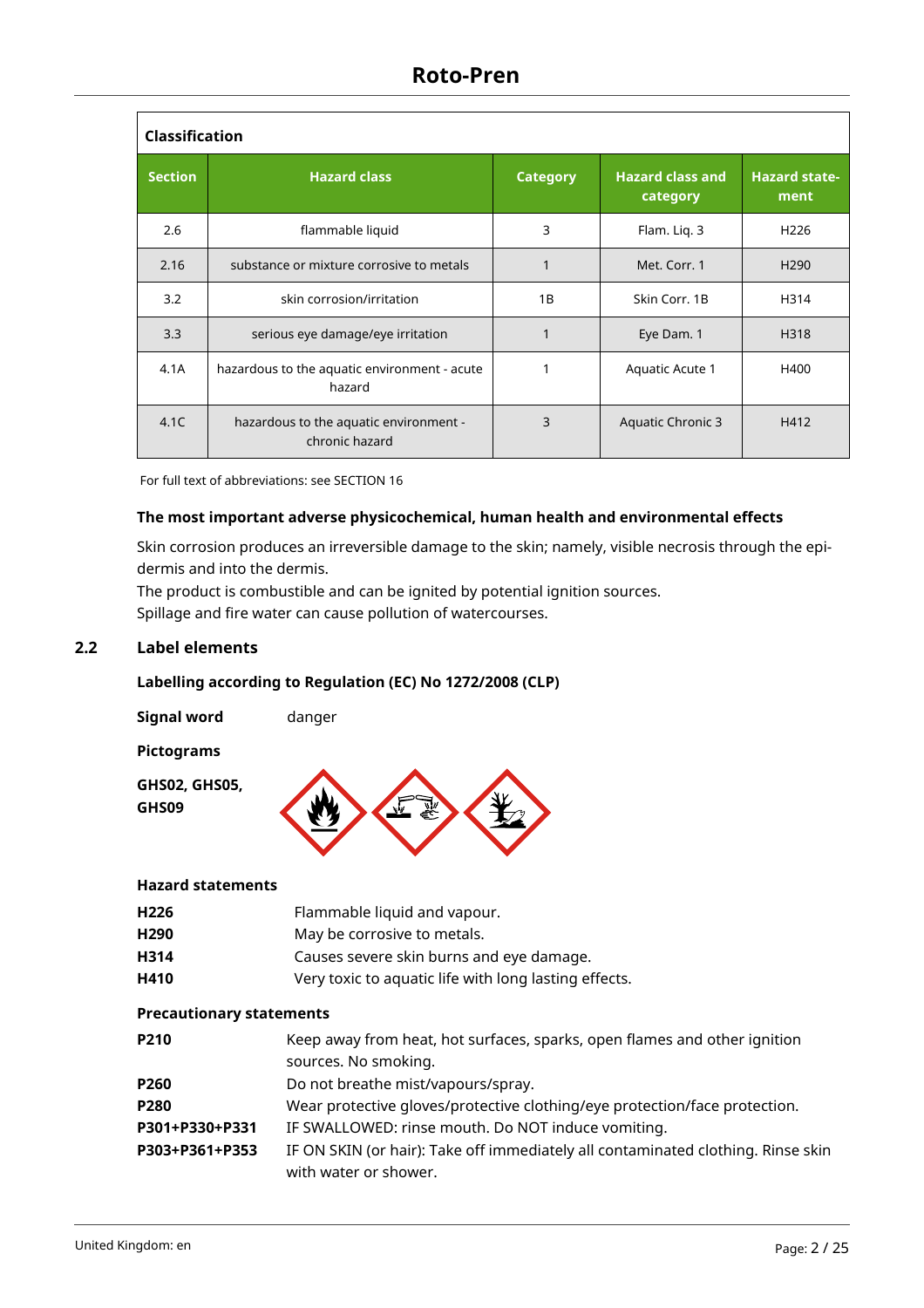| Classification | | | | |
|---|---|---|---|---|
| **Section** | **Hazard class** | **Category** | **Hazard class and category** | **Hazard statement** |
| 2.6 | flammable liquid | 3 | Flam. Liq. 3 | H226 |
| 2.16 | substance or mixture corrosive to metals | 1 | Met. Corr. 1 | H290 |
| 3.2 | skin corrosion/irritation | 1B | Skin Corr. 1B | H314 |
| 3.3 | serious eye damage/eye irritation | 1 | Eye Dam. 1 | H318 |
| 4.1A | hazardous to the aquatic environment - acute hazard | 1 | Aquatic Acute 1 | H400 |
| 4.1C | hazardous to the aquatic environment - chronic hazard | 3 | Aquatic Chronic 3 | H412 |

For full text of abbreviations: see SECTION 16

**The most important adverse physicochemical, human health and environmental effects**

Skin corrosion produces an irreversible damage to the skin; namely, visible necrosis through the epidermis and into the dermis.
The product is combustible and can be ignited by potential ignition sources.
Spillage and fire water can cause pollution of watercourses.

## 2.2 Label elements

**Labelling according to Regulation (EC) No 1272/2008 (CLP)**

**Signal word** danger

**Pictograms**

**GHS02, GHS05, GHS09**

**Hazard statements**

| | |
|---|---|
| **H226** | Flammable liquid and vapour. |
| **H290** | May be corrosive to metals. |
| **H314** | Causes severe skin burns and eye damage. |
| **H410** | Very toxic to aquatic life with long lasting effects. |

**Precautionary statements**

| | |
|---|---|
| **P210** | Keep away from heat, hot surfaces, sparks, open flames and other ignition sources. No smoking. |
| **P260** | Do not breathe mist/vapours/spray. |
| **P280** | Wear protective gloves/protective clothing/eye protection/face protection. |
| **P301+P330+P331** | IF SWALLOWED: rinse mouth. Do NOT induce vomiting. |
| **P303+P361+P353** | IF ON SKIN (or hair): Take off immediately all contaminated clothing. Rinse skin with water or shower. |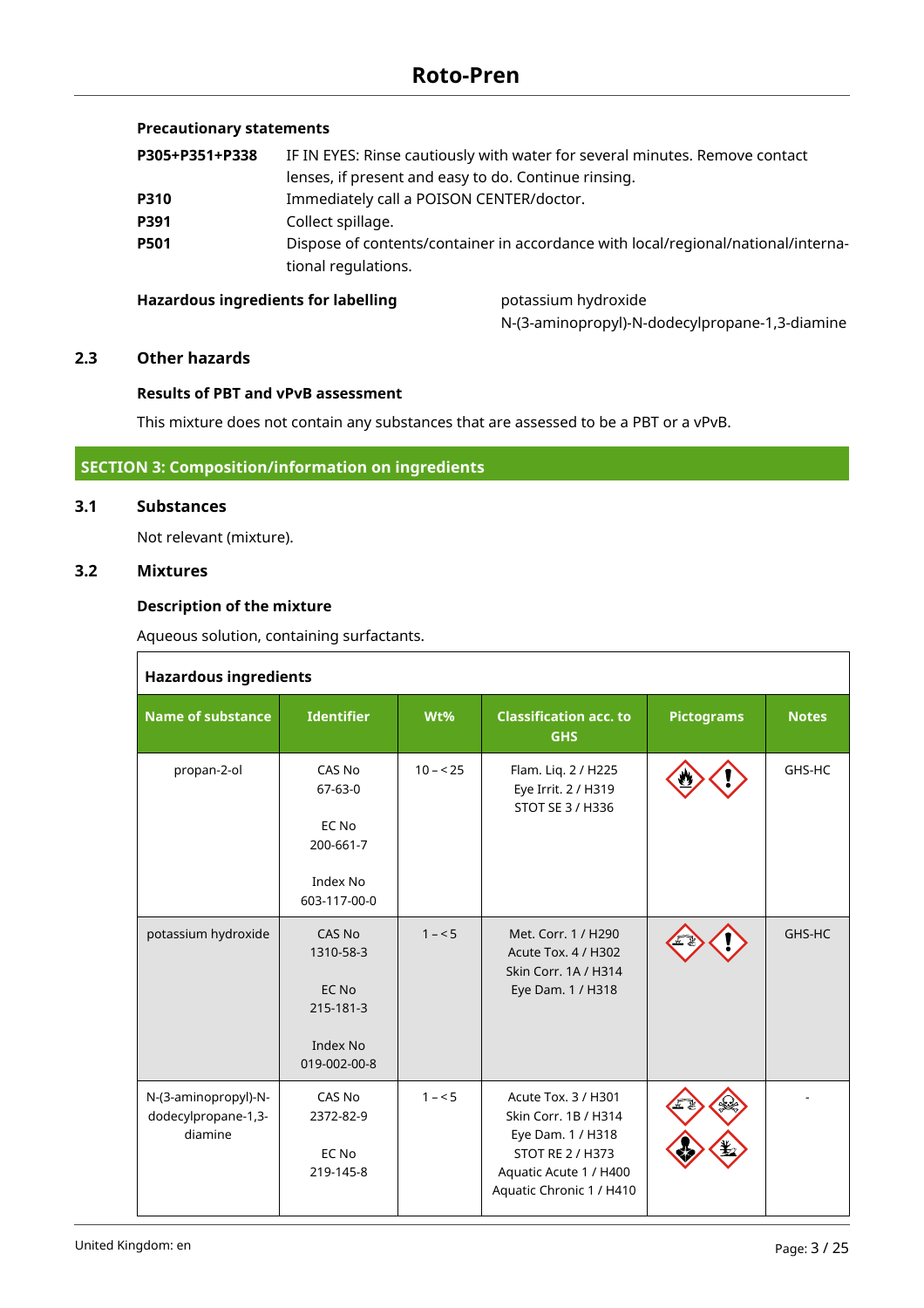**Precautionary statements**

| | |
|---|---|
| **P305+P351+P338** | IF IN EYES: Rinse cautiously with water for several minutes. Remove contact lenses, if present and easy to do. Continue rinsing. |
| **P310** | Immediately call a POISON CENTER/doctor. |
| **P391** | Collect spillage. |
| **P501** | Dispose of contents/container in accordance with local/regional/national/international regulations. |

**Hazardous ingredients for labelling**

potassium hydroxide
N-(3-aminopropyl)-N-dodecylpropane-1,3-diamine

## 2.3 Other hazards

**Results of PBT and vPvB assessment**

This mixture does not contain any substances that are assessed to be a PBT or a vPvB.

# SECTION 3: Composition/information on ingredients

## 3.1 Substances

Not relevant (mixture).

## 3.2 Mixtures

**Description of the mixture**

Aqueous solution, containing surfactants.

**Hazardous ingredients**

| Name of substance | Identifier | Wt% | Classification acc. to GHS | Pictograms | Notes |
|---|---|---|---|---|---|
| propan-2-ol | CAS No 67-63-0<br>EC No 200-661-7<br>Index No 603-117-00-0 | 10 – < 25 | Flam. Liq. 2 / H225<br>Eye Irrit. 2 / H319<br>STOT SE 3 / H336 | | GHS-HC |
| potassium hydroxide | CAS No 1310-58-3<br>EC No 215-181-3<br>Index No 019-002-00-8 | 1 – < 5 | Met. Corr. 1 / H290<br>Acute Tox. 4 / H302<br>Skin Corr. 1A / H314<br>Eye Dam. 1 / H318 | | GHS-HC |
| N-(3-aminopropyl)-N-dodecylpropane-1,3-diamine | CAS No 2372-82-9<br>EC No 219-145-8 | 1 – < 5 | Acute Tox. 3 / H301<br>Skin Corr. 1B / H314<br>Eye Dam. 1 / H318<br>STOT RE 2 / H373<br>Aquatic Acute 1 / H400<br>Aquatic Chronic 1 / H410 | | - |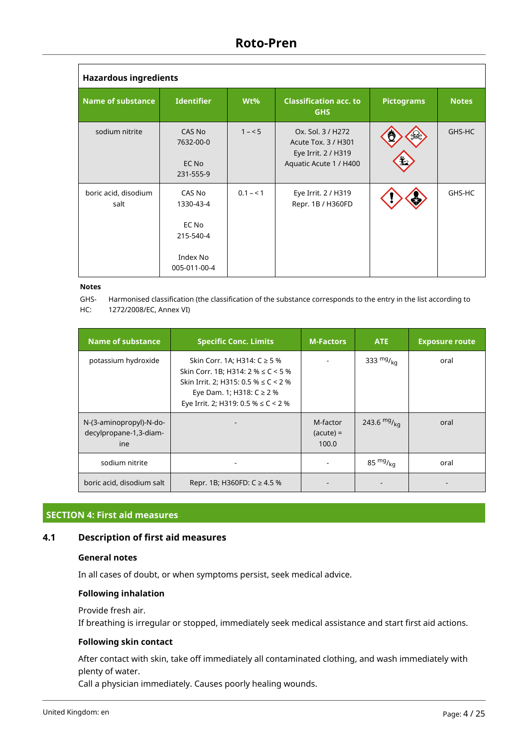| Hazardous ingredients | | | | | |
|---|---|---|---|---|---|
| **Name of substance** | **Identifier** | **Wt%** | **Classification acc. to GHS** | **Pictograms** | **Notes** |
| sodium nitrite | CAS No 7632-00-0<br><br>EC No 231-555-9 | 1 – < 5 | Ox. Sol. 3 / H272<br>Acute Tox. 3 / H301<br>Eye Irrit. 2 / H319<br>Aquatic Acute 1 / H400 | | GHS-HC |
| boric acid, disodium salt | CAS No 1330-43-4<br><br>EC No 215-540-4<br><br>Index No 005-011-00-4 | 0.1 – < 1 | Eye Irrit. 2 / H319<br>Repr. 1B / H360FD | | GHS-HC |

**Notes**

GHS-HC: Harmonised classification (the classification of the substance corresponds to the entry in the list according to 1272/2008/EC, Annex VI)

| Name of substance | Specific Conc. Limits | M-Factors | ATE | Exposure route |
|---|---|---|---|---|
| potassium hydroxide | Skin Corr. 1A; H314: C ≥ 5 %<br>Skin Corr. 1B; H314: 2 % ≤ C < 5 %<br>Skin Irrit. 2; H315: 0.5 % ≤ C < 2 %<br>Eye Dam. 1; H318: C ≥ 2 %<br>Eye Irrit. 2; H319: 0.5 % ≤ C < 2 % | - | 333 $^{mg}/_{kg}$ | oral |
| N-(3-aminopropyl)-N-dodecylpropane-1,3-diamine | - | M-factor (acute) = 100.0 | 243.6 $^{mg}/_{kg}$ | oral |
| sodium nitrite | - | - | 85 $^{mg}/_{kg}$ | oral |
| boric acid, disodium salt | Repr. 1B; H360FD: C ≥ 4.5 % | - | - | - |

## SECTION 4: First aid measures

### 4.1 Description of first aid measures

**General notes**

In all cases of doubt, or when symptoms persist, seek medical advice.

**Following inhalation**

Provide fresh air.
If breathing is irregular or stopped, immediately seek medical assistance and start first aid actions.

**Following skin contact**

After contact with skin, take off immediately all contaminated clothing, and wash immediately with plenty of water.
Call a physician immediately. Causes poorly healing wounds.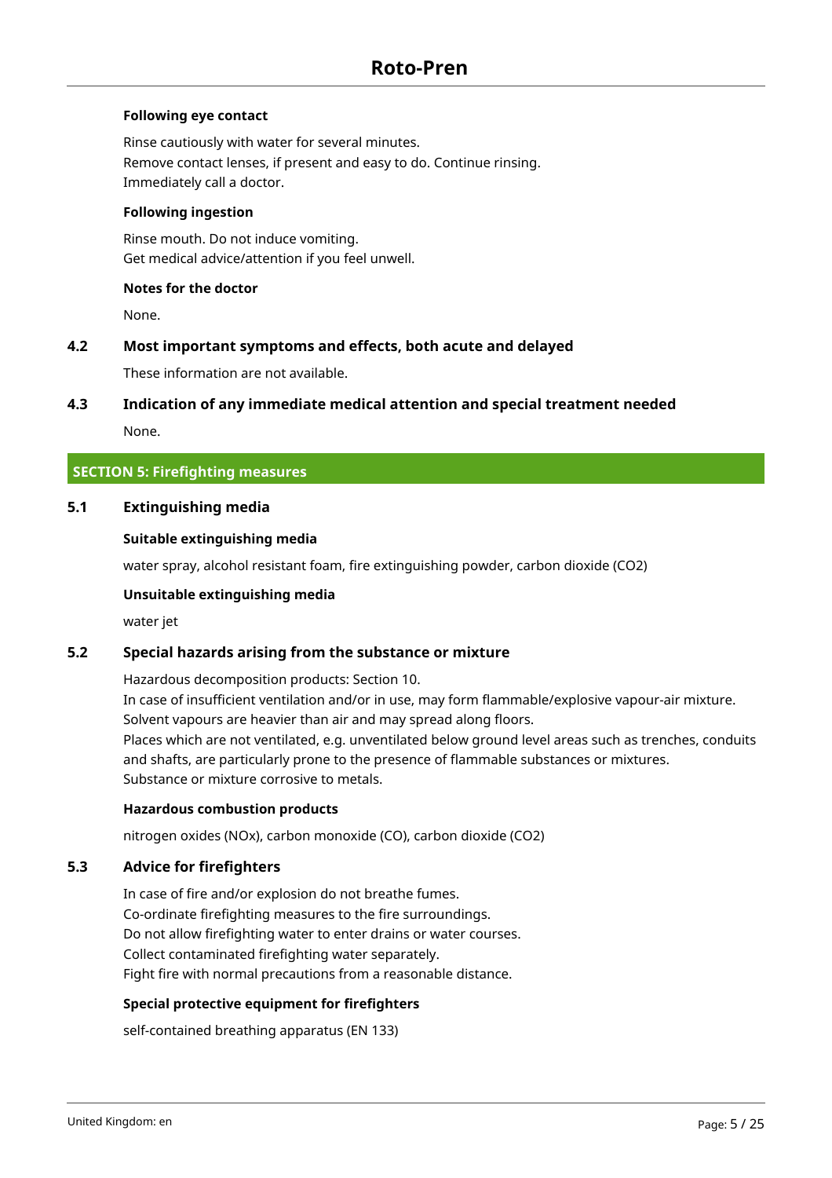#### Following eye contact

Rinse cautiously with water for several minutes.
Remove contact lenses, if present and easy to do. Continue rinsing.
Immediately call a doctor.

#### Following ingestion

Rinse mouth. Do not induce vomiting.
Get medical advice/attention if you feel unwell.

#### Notes for the doctor

None.

### 4.2 Most important symptoms and effects, both acute and delayed

These information are not available.

### 4.3 Indication of any immediate medical attention and special treatment needed

None.

## SECTION 5: Firefighting measures

### 5.1 Extinguishing media

#### Suitable extinguishing media

water spray, alcohol resistant foam, fire extinguishing powder, carbon dioxide ($CO_2$)

#### Unsuitable extinguishing media

water jet

### 5.2 Special hazards arising from the substance or mixture

Hazardous decomposition products: Section 10.
In case of insufficient ventilation and/or in use, may form flammable/explosive vapour-air mixture.
Solvent vapours are heavier than air and may spread along floors.
Places which are not ventilated, e.g. unventilated below ground level areas such as trenches, conduits and shafts, are particularly prone to the presence of flammable substances or mixtures.
Substance or mixture corrosive to metals.

#### Hazardous combustion products

nitrogen oxides ($NO_x$), carbon monoxide (CO), carbon dioxide ($CO_2$)

### 5.3 Advice for firefighters

In case of fire and/or explosion do not breathe fumes.
Co-ordinate firefighting measures to the fire surroundings.
Do not allow firefighting water to enter drains or water courses.
Collect contaminated firefighting water separately.
Fight fire with normal precautions from a reasonable distance.

#### Special protective equipment for firefighters

self-contained breathing apparatus (EN 133)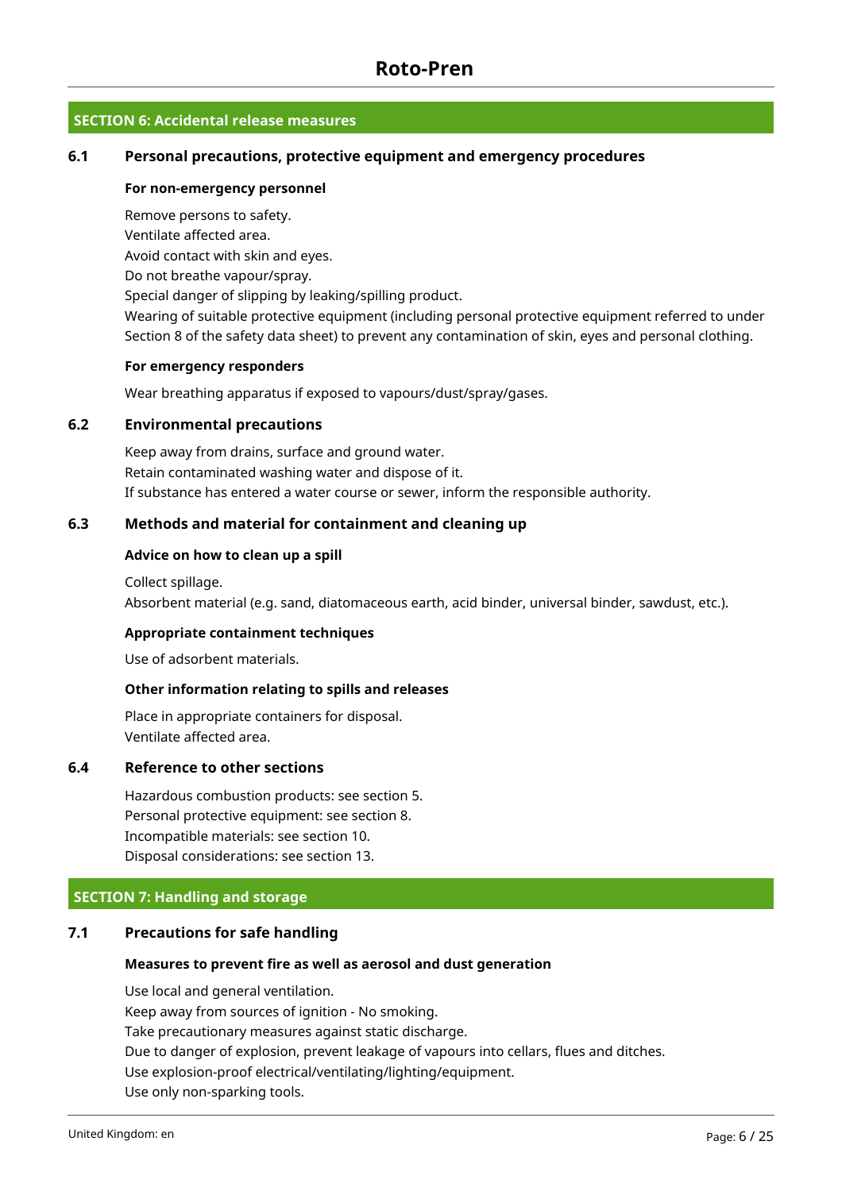## SECTION 6: Accidental release measures

### 6.1 Personal precautions, protective equipment and emergency procedures

**For non-emergency personnel**

Remove persons to safety.
Ventilate affected area.
Avoid contact with skin and eyes.
Do not breathe vapour/spray.
Special danger of slipping by leaking/spilling product.
Wearing of suitable protective equipment (including personal protective equipment referred to under Section 8 of the safety data sheet) to prevent any contamination of skin, eyes and personal clothing.

**For emergency responders**

Wear breathing apparatus if exposed to vapours/dust/spray/gases.

### 6.2 Environmental precautions

Keep away from drains, surface and ground water.
Retain contaminated washing water and dispose of it.
If substance has entered a water course or sewer, inform the responsible authority.

### 6.3 Methods and material for containment and cleaning up

**Advice on how to clean up a spill**

Collect spillage.
Absorbent material (e.g. sand, diatomaceous earth, acid binder, universal binder, sawdust, etc.).

**Appropriate containment techniques**

Use of adsorbent materials.

**Other information relating to spills and releases**

Place in appropriate containers for disposal.
Ventilate affected area.

### 6.4 Reference to other sections

Hazardous combustion products: see section 5.
Personal protective equipment: see section 8.
Incompatible materials: see section 10.
Disposal considerations: see section 13.

## SECTION 7: Handling and storage

### 7.1 Precautions for safe handling

**Measures to prevent fire as well as aerosol and dust generation**

Use local and general ventilation.
Keep away from sources of ignition - No smoking.
Take precautionary measures against static discharge.
Due to danger of explosion, prevent leakage of vapours into cellars, flues and ditches.
Use explosion-proof electrical/ventilating/lighting/equipment.
Use only non-sparking tools.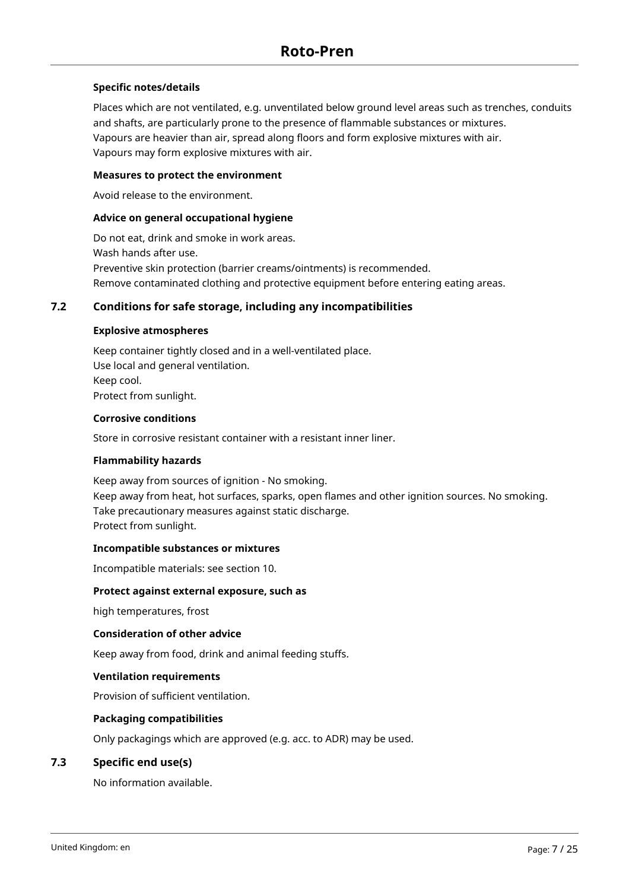**Specific notes/details**

Places which are not ventilated, e.g. unventilated below ground level areas such as trenches, conduits and shafts, are particularly prone to the presence of flammable substances or mixtures.
Vapours are heavier than air, spread along floors and form explosive mixtures with air.
Vapours may form explosive mixtures with air.

**Measures to protect the environment**

Avoid release to the environment.

**Advice on general occupational hygiene**

Do not eat, drink and smoke in work areas.
Wash hands after use.
Preventive skin protection (barrier creams/ointments) is recommended.
Remove contaminated clothing and protective equipment before entering eating areas.

## 7.2 Conditions for safe storage, including any incompatibilities

**Explosive atmospheres**

Keep container tightly closed and in a well-ventilated place.
Use local and general ventilation.
Keep cool.
Protect from sunlight.

**Corrosive conditions**

Store in corrosive resistant container with a resistant inner liner.

**Flammability hazards**

Keep away from sources of ignition - No smoking.
Keep away from heat, hot surfaces, sparks, open flames and other ignition sources. No smoking.
Take precautionary measures against static discharge.
Protect from sunlight.

**Incompatible substances or mixtures**

Incompatible materials: see section 10.

**Protect against external exposure, such as**

high temperatures, frost

**Consideration of other advice**

Keep away from food, drink and animal feeding stuffs.

**Ventilation requirements**

Provision of sufficient ventilation.

**Packaging compatibilities**

Only packagings which are approved (e.g. acc. to ADR) may be used.

## 7.3 Specific end use(s)

No information available.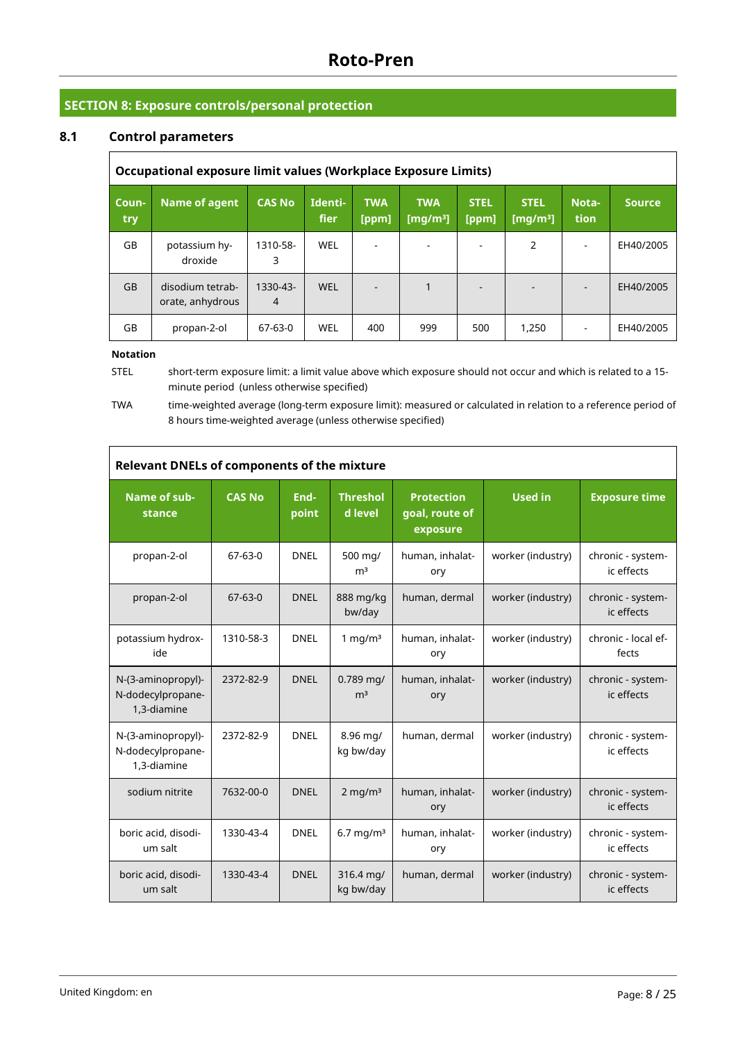## SECTION 8: Exposure controls/personal protection

### 8.1 Control parameters

**Occupational exposure limit values (Workplace Exposure Limits)**

| Country | Name of agent | CAS No | Identifier | TWA [ppm] | TWA [mg/m³] | STEL [ppm] | STEL [mg/m³] | Notation | Source |
|---|---|---|---|---|---|---|---|---|---|
| GB | potassium hydroxide | 1310-58-3 | WEL | - | - | - | 2 | - | EH40/2005 |
| GB | disodium tetraborate, anhydrous | 1330-43-4 | WEL | - | 1 | - | - | - | EH40/2005 |
| GB | propan-2-ol | 67-63-0 | WEL | 400 | 999 | 500 | 1,250 | - | EH40/2005 |

**Notation**

STEL short-term exposure limit: a limit value above which exposure should not occur and which is related to a 15-minute period (unless otherwise specified)

TWA time-weighted average (long-term exposure limit): measured or calculated in relation to a reference period of 8 hours time-weighted average (unless otherwise specified)

**Relevant DNELs of components of the mixture**

| Name of substance | CAS No | Endpoint | Threshold level | Protection goal, route of exposure | Used in | Exposure time |
|---|---|---|---|---|---|---|
| propan-2-ol | 67-63-0 | DNEL | 500 mg/m³ | human, inhalatory | worker (industry) | chronic - systemic effects |
| propan-2-ol | 67-63-0 | DNEL | 888 mg/kg bw/day | human, dermal | worker (industry) | chronic - systemic effects |
| potassium hydroxide | 1310-58-3 | DNEL | 1 mg/m³ | human, inhalatory | worker (industry) | chronic - local effects |
| N-(3-aminopropyl)-N-dodecylpropane-1,3-diamine | 2372-82-9 | DNEL | 0.789 mg/m³ | human, inhalatory | worker (industry) | chronic - systemic effects |
| N-(3-aminopropyl)-N-dodecylpropane-1,3-diamine | 2372-82-9 | DNEL | 8.96 mg/kg bw/day | human, dermal | worker (industry) | chronic - systemic effects |
| sodium nitrite | 7632-00-0 | DNEL | 2 mg/m³ | human, inhalatory | worker (industry) | chronic - systemic effects |
| boric acid, disodium salt | 1330-43-4 | DNEL | 6.7 mg/m³ | human, inhalatory | worker (industry) | chronic - systemic effects |
| boric acid, disodium salt | 1330-43-4 | DNEL | 316.4 mg/kg bw/day | human, dermal | worker (industry) | chronic - systemic effects |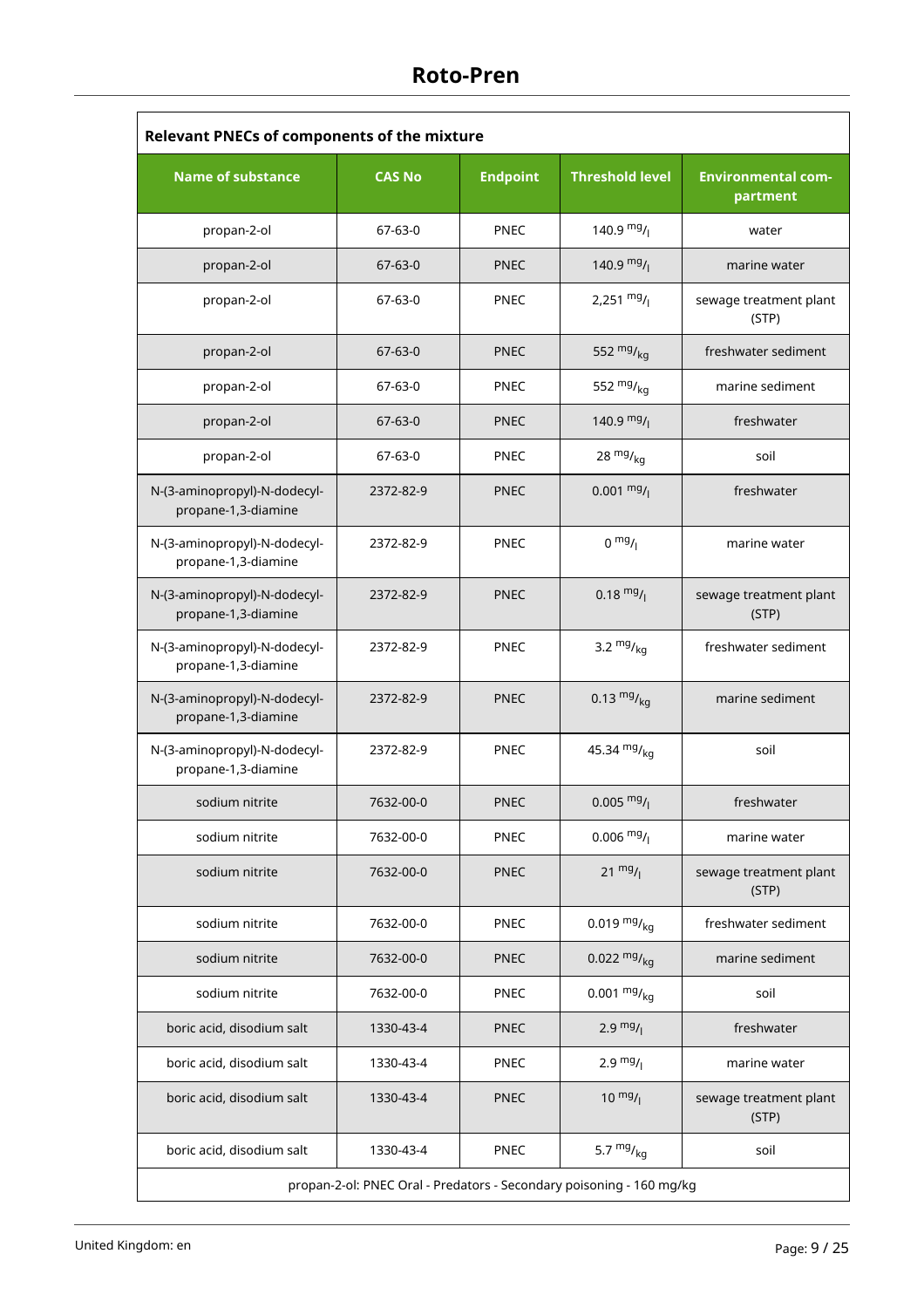| Relevant PNECs of components of the mixture | | | | |
|---|---|---|---|---|
| **Name of substance** | **CAS No** | **Endpoint** | **Threshold level** | **Environmental compartment** |
| propan-2-ol | 67-63-0 | PNEC | 140.9 $^{mg}/_{l}$ | water |
| propan-2-ol | 67-63-0 | PNEC | 140.9 $^{mg}/_{l}$ | marine water |
| propan-2-ol | 67-63-0 | PNEC | 2,251 $^{mg}/_{l}$ | sewage treatment plant (STP) |
| propan-2-ol | 67-63-0 | PNEC | 552 $^{mg}/_{kg}$ | freshwater sediment |
| propan-2-ol | 67-63-0 | PNEC | 552 $^{mg}/_{kg}$ | marine sediment |
| propan-2-ol | 67-63-0 | PNEC | 140.9 $^{mg}/_{l}$ | freshwater |
| propan-2-ol | 67-63-0 | PNEC | 28 $^{mg}/_{kg}$ | soil |
| N-(3-aminopropyl)-N-dodecyl-propane-1,3-diamine | 2372-82-9 | PNEC | 0.001 $^{mg}/_{l}$ | freshwater |
| N-(3-aminopropyl)-N-dodecyl-propane-1,3-diamine | 2372-82-9 | PNEC | 0 $^{mg}/_{l}$ | marine water |
| N-(3-aminopropyl)-N-dodecyl-propane-1,3-diamine | 2372-82-9 | PNEC | 0.18 $^{mg}/_{l}$ | sewage treatment plant (STP) |
| N-(3-aminopropyl)-N-dodecyl-propane-1,3-diamine | 2372-82-9 | PNEC | 3.2 $^{mg}/_{kg}$ | freshwater sediment |
| N-(3-aminopropyl)-N-dodecyl-propane-1,3-diamine | 2372-82-9 | PNEC | 0.13 $^{mg}/_{kg}$ | marine sediment |
| N-(3-aminopropyl)-N-dodecyl-propane-1,3-diamine | 2372-82-9 | PNEC | 45.34 $^{mg}/_{kg}$ | soil |
| sodium nitrite | 7632-00-0 | PNEC | 0.005 $^{mg}/_{l}$ | freshwater |
| sodium nitrite | 7632-00-0 | PNEC | 0.006 $^{mg}/_{l}$ | marine water |
| sodium nitrite | 7632-00-0 | PNEC | 21 $^{mg}/_{l}$ | sewage treatment plant (STP) |
| sodium nitrite | 7632-00-0 | PNEC | 0.019 $^{mg}/_{kg}$ | freshwater sediment |
| sodium nitrite | 7632-00-0 | PNEC | 0.022 $^{mg}/_{kg}$ | marine sediment |
| sodium nitrite | 7632-00-0 | PNEC | 0.001 $^{mg}/_{kg}$ | soil |
| boric acid, disodium salt | 1330-43-4 | PNEC | 2.9 $^{mg}/_{l}$ | freshwater |
| boric acid, disodium salt | 1330-43-4 | PNEC | 2.9 $^{mg}/_{l}$ | marine water |
| boric acid, disodium salt | 1330-43-4 | PNEC | 10 $^{mg}/_{l}$ | sewage treatment plant (STP) |
| boric acid, disodium salt | 1330-43-4 | PNEC | 5.7 $^{mg}/_{kg}$ | soil |

propan-2-ol: PNEC Oral - Predators - Secondary poisoning - 160 mg/kg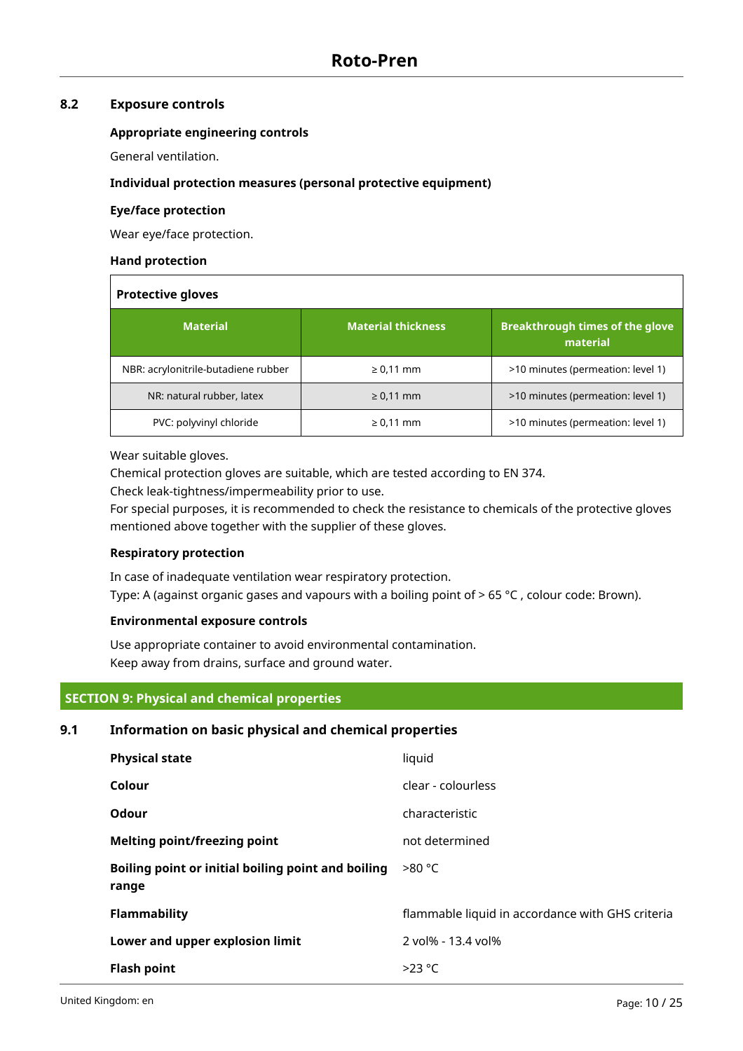### 8.2 Exposure controls

**Appropriate engineering controls**

General ventilation.

**Individual protection measures (personal protective equipment)**

**Eye/face protection**

Wear eye/face protection.

**Hand protection**

| Protective gloves | | |
|---|---|---|
| **Material** | **Material thickness** | **Breakthrough times of the glove material** |
| NBR: acrylonitrile-butadiene rubber | ≥ 0,11 mm | >10 minutes (permeation: level 1) |
| NR: natural rubber, latex | ≥ 0,11 mm | >10 minutes (permeation: level 1) |
| PVC: polyvinyl chloride | ≥ 0,11 mm | >10 minutes (permeation: level 1) |

Wear suitable gloves.
Chemical protection gloves are suitable, which are tested according to EN 374.
Check leak-tightness/impermeability prior to use.
For special purposes, it is recommended to check the resistance to chemicals of the protective gloves mentioned above together with the supplier of these gloves.

**Respiratory protection**

In case of inadequate ventilation wear respiratory protection.
Type: A (against organic gases and vapours with a boiling point of > 65 °C , colour code: Brown).

**Environmental exposure controls**

Use appropriate container to avoid environmental contamination.
Keep away from drains, surface and ground water.

## SECTION 9: Physical and chemical properties

### 9.1 Information on basic physical and chemical properties

| | |
|---|---|
| **Physical state** | liquid |
| **Colour** | clear - colourless |
| **Odour** | characteristic |
| **Melting point/freezing point** | not determined |
| **Boiling point or initial boiling point and boiling range** | >80 °C |
| **Flammability** | flammable liquid in accordance with GHS criteria |
| **Lower and upper explosion limit** | 2 vol% - 13.4 vol% |
| **Flash point** | >23 °C |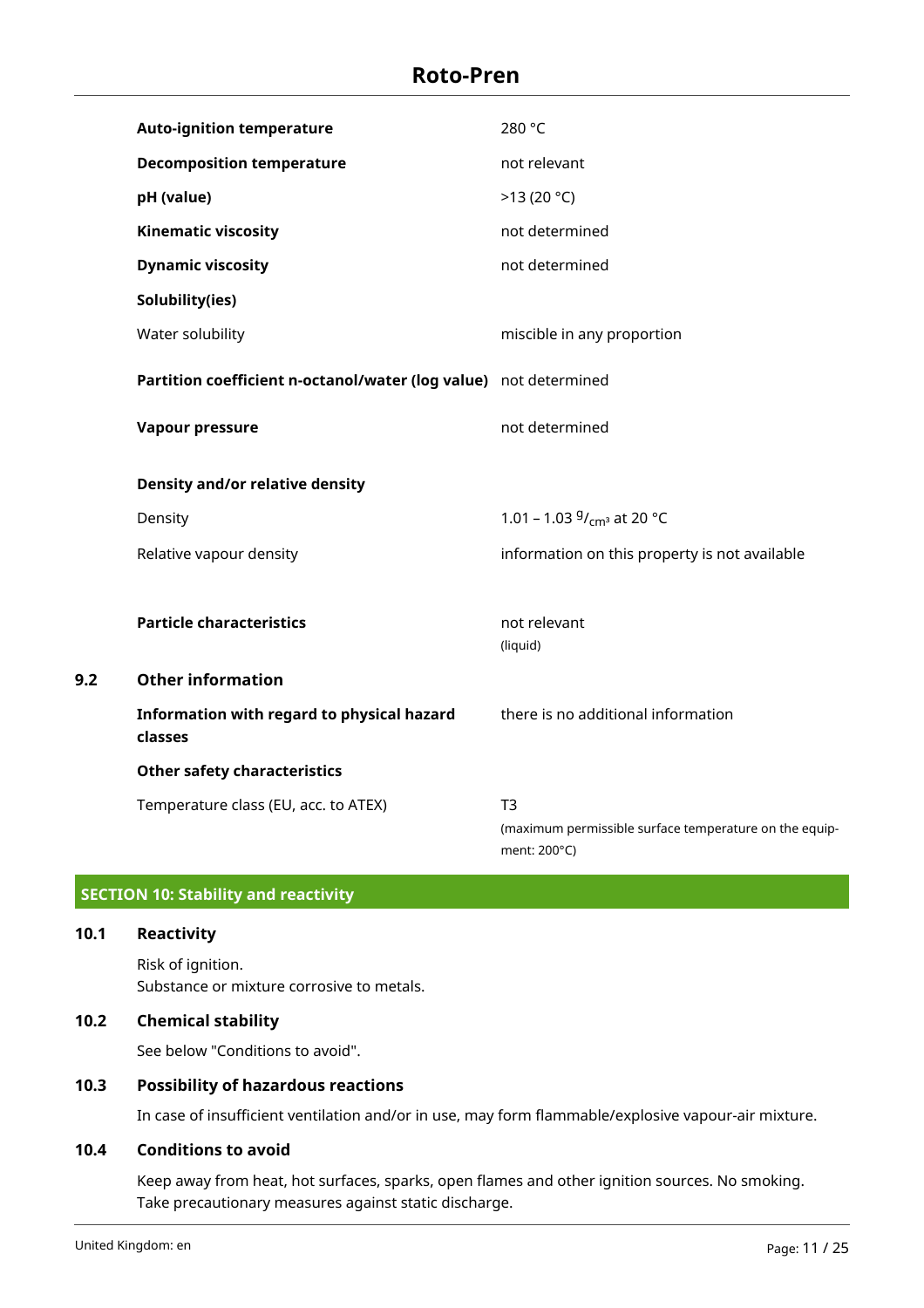| | |
|---|---|
| **Auto-ignition temperature** | 280 °C |
| **Decomposition temperature** | not relevant |
| **pH (value)** | >13 (20 °C) |
| **Kinematic viscosity** | not determined |
| **Dynamic viscosity** | not determined |
| **Solubility(ies)** | |
| Water solubility | miscible in any proportion |
| **Partition coefficient n-octanol/water (log value)** | not determined |
| **Vapour pressure** | not determined |
| **Density and/or relative density** | |
| Density | 1.01 – 1.03 $^{g}/_{cm^3}$ at 20 °C |
| Relative vapour density | information on this property is not available |
| **Particle characteristics** | not relevant (liquid) |

### 9.2 Other information

| | |
|---|---|
| **Information with regard to physical hazard classes** | there is no additional information |
| **Other safety characteristics** | |
| Temperature class (EU, acc. to ATEX) | T3 (maximum permissible surface temperature on the equipment: 200°C) |

## SECTION 10: Stability and reactivity

### 10.1 Reactivity

Risk of ignition.
Substance or mixture corrosive to metals.

### 10.2 Chemical stability

See below "Conditions to avoid".

### 10.3 Possibility of hazardous reactions

In case of insufficient ventilation and/or in use, may form flammable/explosive vapour-air mixture.

### 10.4 Conditions to avoid

Keep away from heat, hot surfaces, sparks, open flames and other ignition sources. No smoking.
Take precautionary measures against static discharge.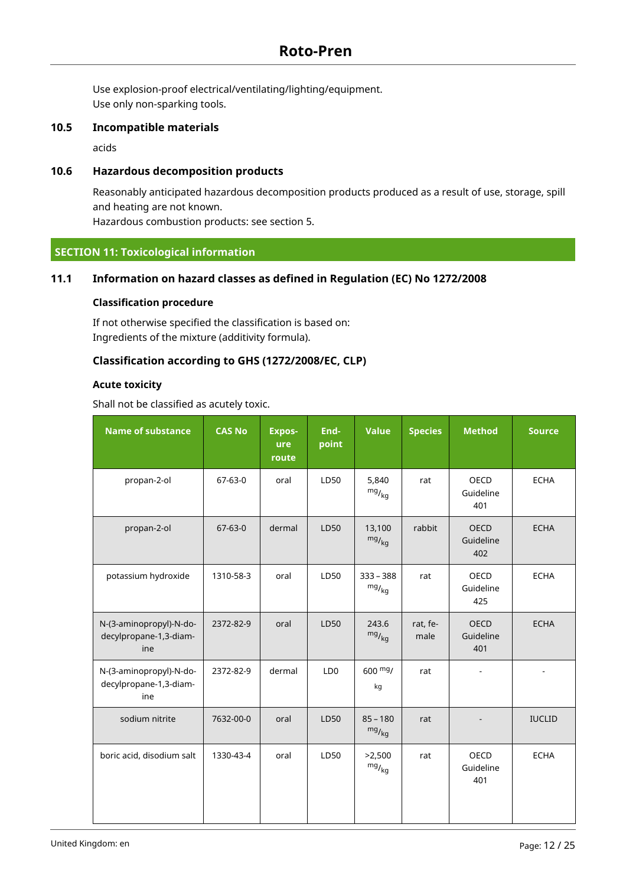Use explosion-proof electrical/ventilating/lighting/equipment.
Use only non-sparking tools.

### 10.5 Incompatible materials

acids

### 10.6 Hazardous decomposition products

Reasonably anticipated hazardous decomposition products produced as a result of use, storage, spill and heating are not known.
Hazardous combustion products: see section 5.

## SECTION 11: Toxicological information

### 11.1 Information on hazard classes as defined in Regulation (EC) No 1272/2008

**Classification procedure**

If not otherwise specified the classification is based on:
Ingredients of the mixture (additivity formula).

**Classification according to GHS (1272/2008/EC, CLP)**

**Acute toxicity**

Shall not be classified as acutely toxic.

| Name of substance | CAS No | Exposure route | Endpoint | Value | Species | Method | Source |
|---|---|---|---|---|---|---|---|
| propan-2-ol | 67-63-0 | oral | LD50 | 5,840 mg/kg | rat | OECD Guideline 401 | ECHA |
| propan-2-ol | 67-63-0 | dermal | LD50 | 13,100 mg/kg | rabbit | OECD Guideline 402 | ECHA |
| potassium hydroxide | 1310-58-3 | oral | LD50 | 333 – 388 mg/kg | rat | OECD Guideline 425 | ECHA |
| N-(3-aminopropyl)-N-dodecylpropane-1,3-diamine | 2372-82-9 | oral | LD50 | 243.6 mg/kg | rat, female | OECD Guideline 401 | ECHA |
| N-(3-aminopropyl)-N-dodecylpropane-1,3-diamine | 2372-82-9 | dermal | LD0 | 600 mg/kg | rat | - | - |
| sodium nitrite | 7632-00-0 | oral | LD50 | 85 – 180 mg/kg | rat | - | IUCLID |
| boric acid, disodium salt | 1330-43-4 | oral | LD50 | >2,500 mg/kg | rat | OECD Guideline 401 | ECHA |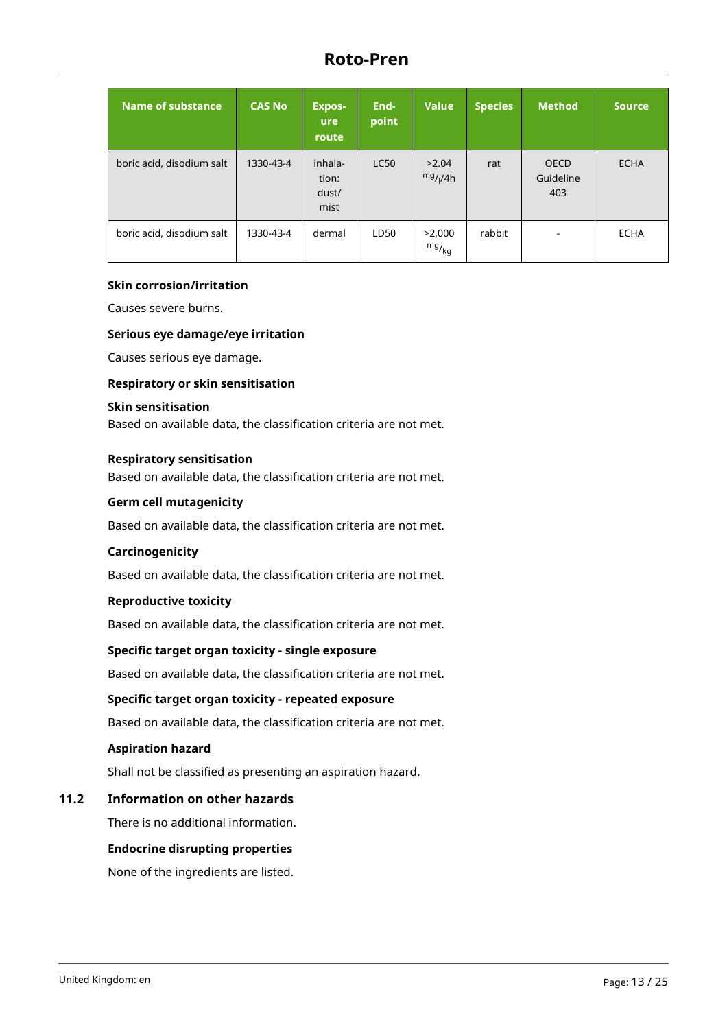| Name of substance | CAS No | Exposure route | Endpoint | Value | Species | Method | Source |
|---|---|---|---|---|---|---|---|
| boric acid, disodium salt | 1330-43-4 | inhalation: dust/ mist | LC50 | >2.04 $^{mg}/_{l}$/4h | rat | OECD Guideline 403 | ECHA |
| boric acid, disodium salt | 1330-43-4 | dermal | LD50 | >2,000 $^{mg}/_{kg}$ | rabbit | - | ECHA |

**Skin corrosion/irritation**

Causes severe burns.

**Serious eye damage/eye irritation**

Causes serious eye damage.

**Respiratory or skin sensitisation**

**Skin sensitisation**

Based on available data, the classification criteria are not met.

**Respiratory sensitisation**

Based on available data, the classification criteria are not met.

**Germ cell mutagenicity**

Based on available data, the classification criteria are not met.

**Carcinogenicity**

Based on available data, the classification criteria are not met.

**Reproductive toxicity**

Based on available data, the classification criteria are not met.

**Specific target organ toxicity - single exposure**

Based on available data, the classification criteria are not met.

**Specific target organ toxicity - repeated exposure**

Based on available data, the classification criteria are not met.

**Aspiration hazard**

Shall not be classified as presenting an aspiration hazard.

## 11.2 Information on other hazards

There is no additional information.

**Endocrine disrupting properties**

None of the ingredients are listed.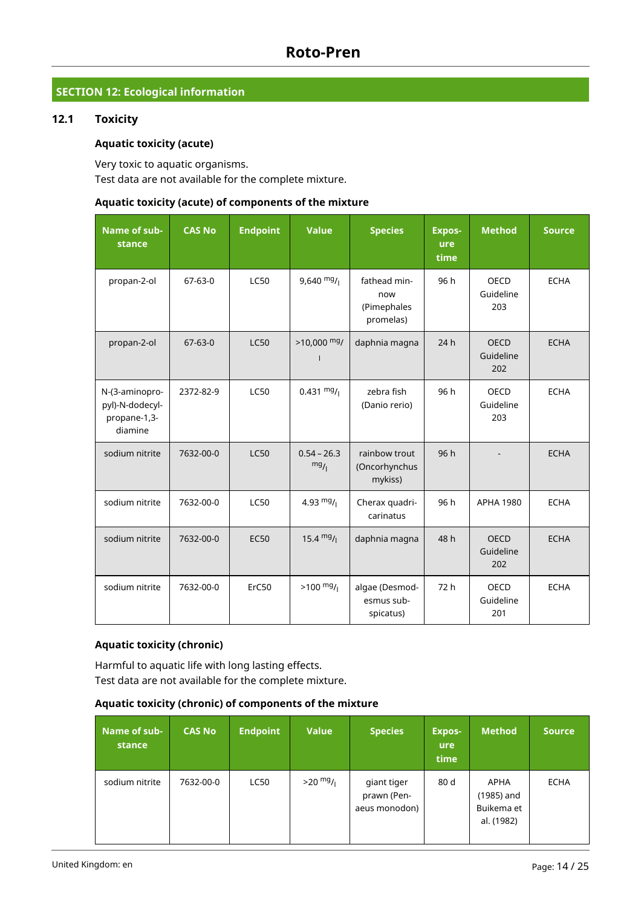## SECTION 12: Ecological information

### 12.1 Toxicity

**Aquatic toxicity (acute)**

Very toxic to aquatic organisms.
Test data are not available for the complete mixture.

**Aquatic toxicity (acute) of components of the mixture**

| Name of substance | CAS No | Endpoint | Value | Species | Exposure time | Method | Source |
|---|---|---|---|---|---|---|---|
| propan-2-ol | 67-63-0 | LC50 | 9,640 $^{mg}/_{l}$ | fathead minnow (Pimephales promelas) | 96 h | OECD Guideline 203 | ECHA |
| propan-2-ol | 67-63-0 | LC50 | >10,000 $^{mg}/_{l}$ | daphnia magna | 24 h | OECD Guideline 202 | ECHA |
| N-(3-aminopropyl)-N-dodecylpropane-1,3-diamine | 2372-82-9 | LC50 | 0.431 $^{mg}/_{l}$ | zebra fish (Danio rerio) | 96 h | OECD Guideline 203 | ECHA |
| sodium nitrite | 7632-00-0 | LC50 | 0.54 – 26.3 $^{mg}/_{l}$ | rainbow trout (Oncorhynchus mykiss) | 96 h | - | ECHA |
| sodium nitrite | 7632-00-0 | LC50 | 4.93 $^{mg}/_{l}$ | Cherax quadricarinatus | 96 h | APHA 1980 | ECHA |
| sodium nitrite | 7632-00-0 | EC50 | 15.4 $^{mg}/_{l}$ | daphnia magna | 48 h | OECD Guideline 202 | ECHA |
| sodium nitrite | 7632-00-0 | ErC50 | >100 $^{mg}/_{l}$ | algae (Desmodesmus subspicatus) | 72 h | OECD Guideline 201 | ECHA |

**Aquatic toxicity (chronic)**

Harmful to aquatic life with long lasting effects.
Test data are not available for the complete mixture.

**Aquatic toxicity (chronic) of components of the mixture**

| Name of substance | CAS No | Endpoint | Value | Species | Exposure time | Method | Source |
|---|---|---|---|---|---|---|---|
| sodium nitrite | 7632-00-0 | LC50 | >20 $^{mg}/_{l}$ | giant tiger prawn (Penaeus monodon) | 80 d | APHA (1985) and Buikema et al. (1982) | ECHA |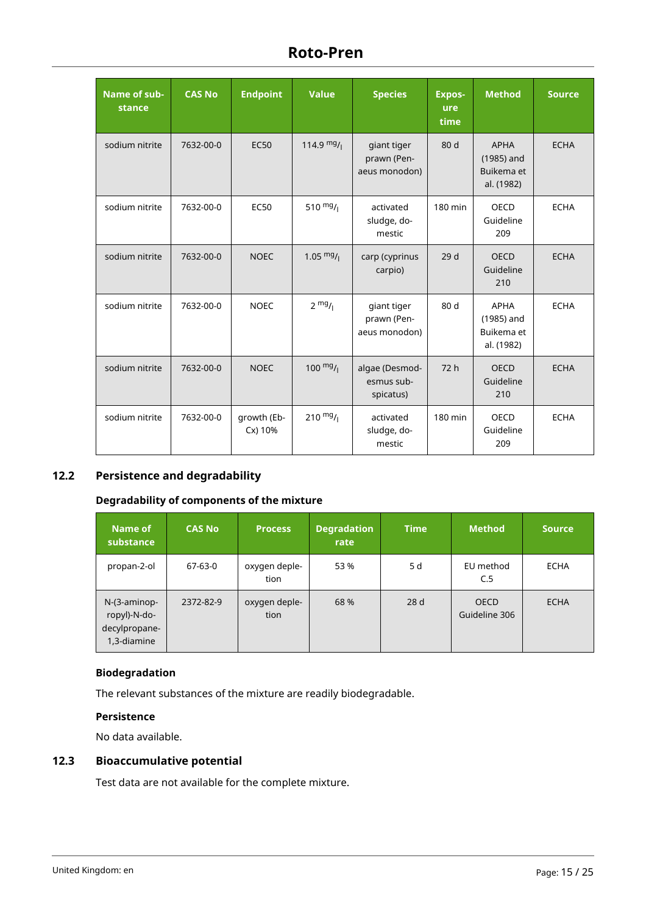| Name of substance | CAS No | Endpoint | Value | Species | Exposure time | Method | Source |
|---|---|---|---|---|---|---|---|
| sodium nitrite | 7632-00-0 | EC50 | 114.9 $^{mg}/_{l}$ | giant tiger prawn (Penaeus monodon) | 80 d | APHA (1985) and Buikema et al. (1982) | ECHA |
| sodium nitrite | 7632-00-0 | EC50 | 510 $^{mg}/_{l}$ | activated sludge, domestic | 180 min | OECD Guideline 209 | ECHA |
| sodium nitrite | 7632-00-0 | NOEC | 1.05 $^{mg}/_{l}$ | carp (cyprinus carpio) | 29 d | OECD Guideline 210 | ECHA |
| sodium nitrite | 7632-00-0 | NOEC | 2 $^{mg}/_{l}$ | giant tiger prawn (Penaeus monodon) | 80 d | APHA (1985) and Buikema et al. (1982) | ECHA |
| sodium nitrite | 7632-00-0 | NOEC | 100 $^{mg}/_{l}$ | algae (Desmodesmus subspicatus) | 72 h | OECD Guideline 210 | ECHA |
| sodium nitrite | 7632-00-0 | growth (EbCx) 10% | 210 $^{mg}/_{l}$ | activated sludge, domestic | 180 min | OECD Guideline 209 | ECHA |

## 12.2 Persistence and degradability

### Degradability of components of the mixture

| Name of substance | CAS No | Process | Degradation rate | Time | Method | Source |
|---|---|---|---|---|---|---|
| propan-2-ol | 67-63-0 | oxygen depletion | 53 % | 5 d | EU method C.5 | ECHA |
| N-(3-aminopropyl)-N-dodecylpropane-1,3-diamine | 2372-82-9 | oxygen depletion | 68 % | 28 d | OECD Guideline 306 | ECHA |

### Biodegradation

The relevant substances of the mixture are readily biodegradable.

### Persistence

No data available.

## 12.3 Bioaccumulative potential

Test data are not available for the complete mixture.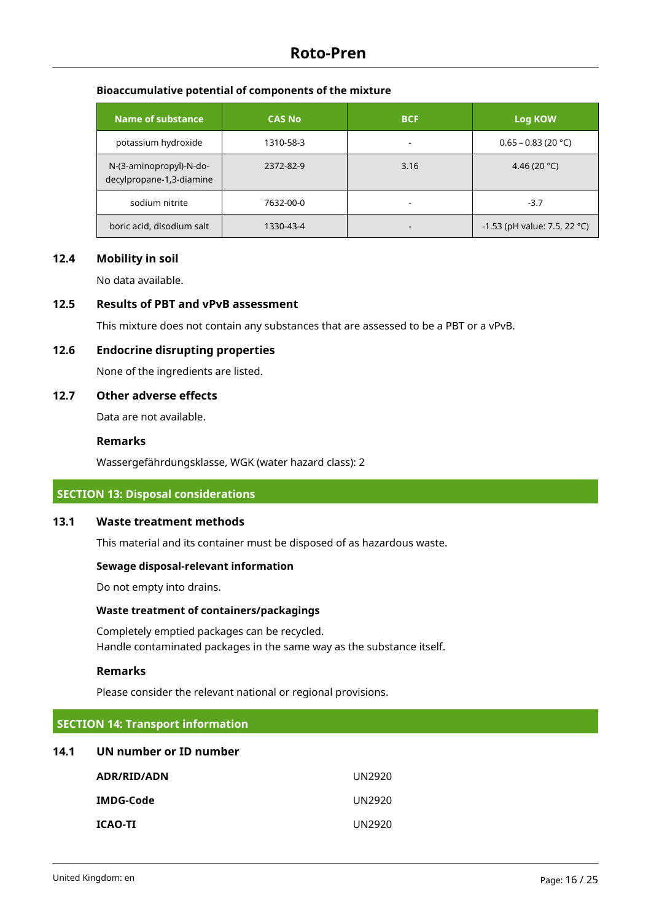#### Bioaccumulative potential of components of the mixture

| Name of substance | CAS No | BCF | Log KOW |
| --- | --- | --- | --- |
| potassium hydroxide | 1310-58-3 | - | 0.65 – 0.83 (20 °C) |
| N-(3-aminopropyl)-N-do-decylpropane-1,3-diamine | 2372-82-9 | 3.16 | 4.46 (20 °C) |
| sodium nitrite | 7632-00-0 | - | -3.7 |
| boric acid, disodium salt | 1330-43-4 | - | -1.53 (pH value: 7.5, 22 °C) |

### 12.4 Mobility in soil

No data available.

### 12.5 Results of PBT and vPvB assessment

This mixture does not contain any substances that are assessed to be a PBT or a vPvB.

### 12.6 Endocrine disrupting properties

None of the ingredients are listed.

### 12.7 Other adverse effects

Data are not available.

#### Remarks

Wassergefährdungsklasse, WGK (water hazard class): 2

## SECTION 13: Disposal considerations

### 13.1 Waste treatment methods

This material and its container must be disposed of as hazardous waste.

#### Sewage disposal-relevant information

Do not empty into drains.

#### Waste treatment of containers/packagings

Completely emptied packages can be recycled.
Handle contaminated packages in the same way as the substance itself.

#### Remarks

Please consider the relevant national or regional provisions.

## SECTION 14: Transport information

### 14.1 UN number or ID number

| | |
| --- | --- |
| **ADR/RID/ADN** | UN2920 |
| **IMDG-Code** | UN2920 |
| **ICAO-TI** | UN2920 |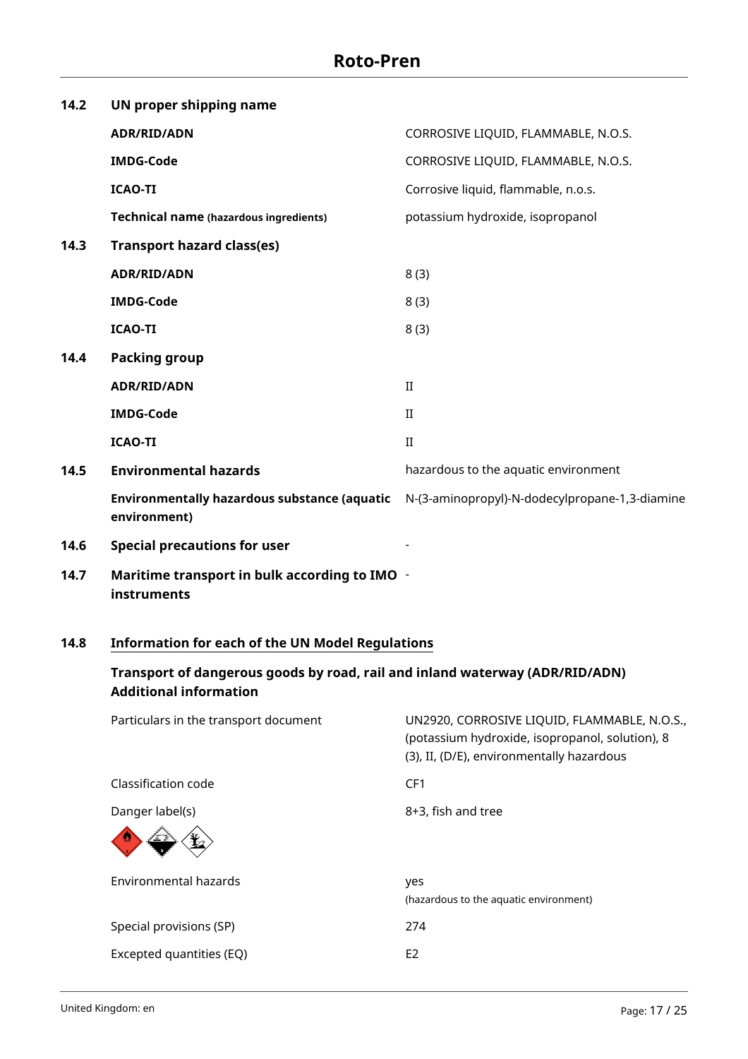**14.2 UN proper shipping name**

| | |
|---|---|
| **ADR/RID/ADN** | CORROSIVE LIQUID, FLAMMABLE, N.O.S. |
| **IMDG-Code** | CORROSIVE LIQUID, FLAMMABLE, N.O.S. |
| **ICAO-TI** | Corrosive liquid, flammable, n.o.s. |
| **Technical name (hazardous ingredients)** | potassium hydroxide, isopropanol |

**14.3 Transport hazard class(es)**

| | |
|---|---|
| **ADR/RID/ADN** | 8 (3) |
| **IMDG-Code** | 8 (3) |
| **ICAO-TI** | 8 (3) |

**14.4 Packing group**

| | |
|---|---|
| **ADR/RID/ADN** | II |
| **IMDG-Code** | II |
| **ICAO-TI** | II |

**14.5 Environmental hazards** hazardous to the aquatic environment

| | |
|---|---|
| **Environmentally hazardous substance (aquatic environment)** | N-(3-aminopropyl)-N-dodecylpropane-1,3-diamine |

**14.6 Special precautions for user** -

**14.7 Maritime transport in bulk according to IMO instruments** -

**14.8 Information for each of the UN Model Regulations**

**Transport of dangerous goods by road, rail and inland waterway (ADR/RID/ADN) Additional information**

| | |
|---|---|
| Particulars in the transport document | UN2920, CORROSIVE LIQUID, FLAMMABLE, N.O.S., (potassium hydroxide, isopropanol, solution), 8 (3), II, (D/E), environmentally hazardous |
| Classification code | CF1 |
| Danger label(s) | 8+3, fish and tree |
| Environmental hazards | yes (hazardous to the aquatic environment) |
| Special provisions (SP) | 274 |
| Excepted quantities (EQ) | E2 |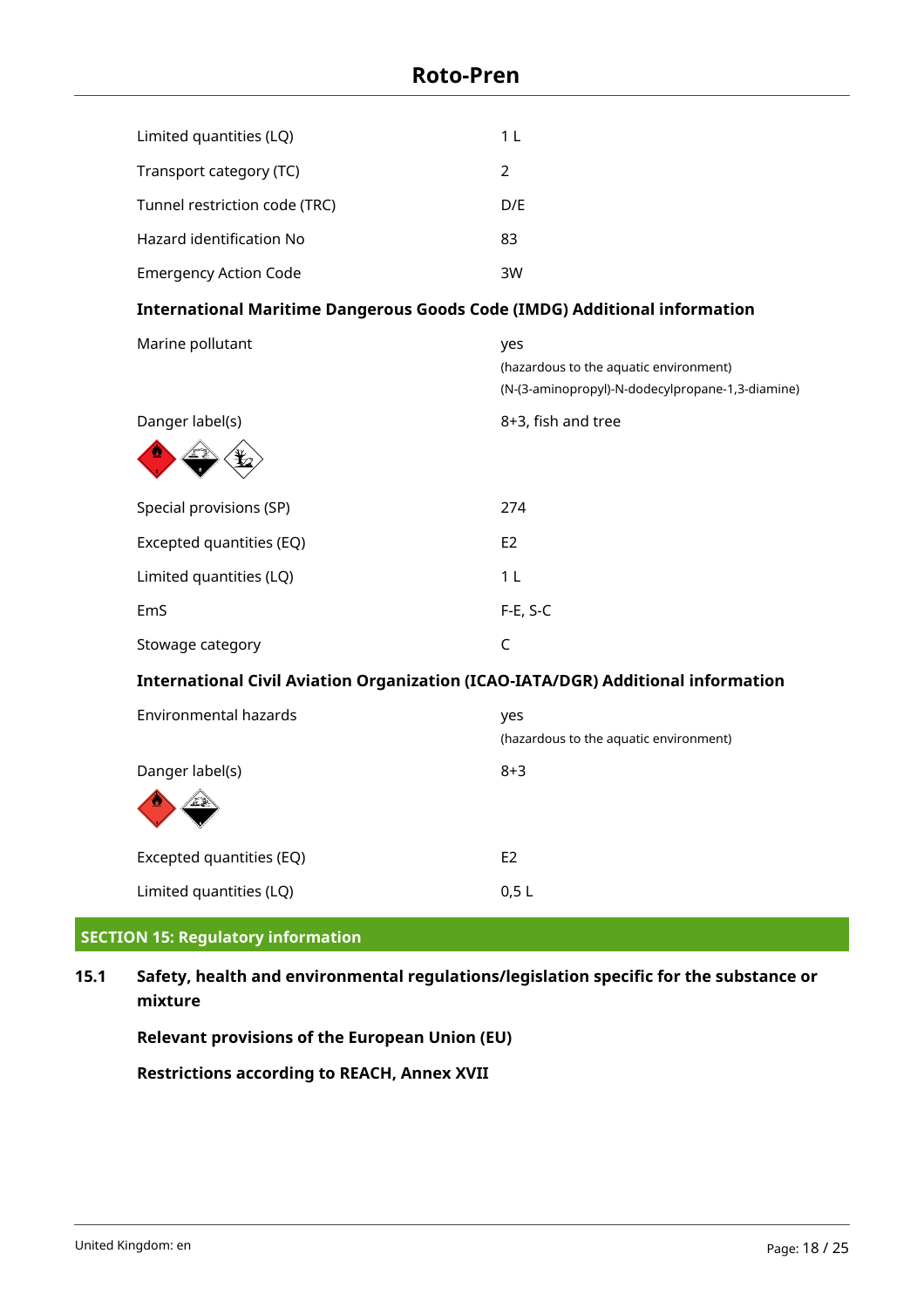| | |
|---|---|
| Limited quantities (LQ) | 1 L |
| Transport category (TC) | 2 |
| Tunnel restriction code (TRC) | D/E |
| Hazard identification No | 83 |
| Emergency Action Code | 3W |

**International Maritime Dangerous Goods Code (IMDG) Additional information**

| | |
|---|---|
| Marine pollutant | yes<br>(hazardous to the aquatic environment)<br>(N-(3-aminopropyl)-N-dodecylpropane-1,3-diamine) |
| Danger label(s) | 8+3, fish and tree |
| Special provisions (SP) | 274 |
| Excepted quantities (EQ) | E2 |
| Limited quantities (LQ) | 1 L |
| EmS | F-E, S-C |
| Stowage category | C |

**International Civil Aviation Organization (ICAO-IATA/DGR) Additional information**

| | |
|---|---|
| Environmental hazards | yes<br>(hazardous to the aquatic environment) |
| Danger label(s) | 8+3 |
| Excepted quantities (EQ) | E2 |
| Limited quantities (LQ) | 0,5 L |

## SECTION 15: Regulatory information

### 15.1 Safety, health and environmental regulations/legislation specific for the substance or mixture

**Relevant provisions of the European Union (EU)**

**Restrictions according to REACH, Annex XVII**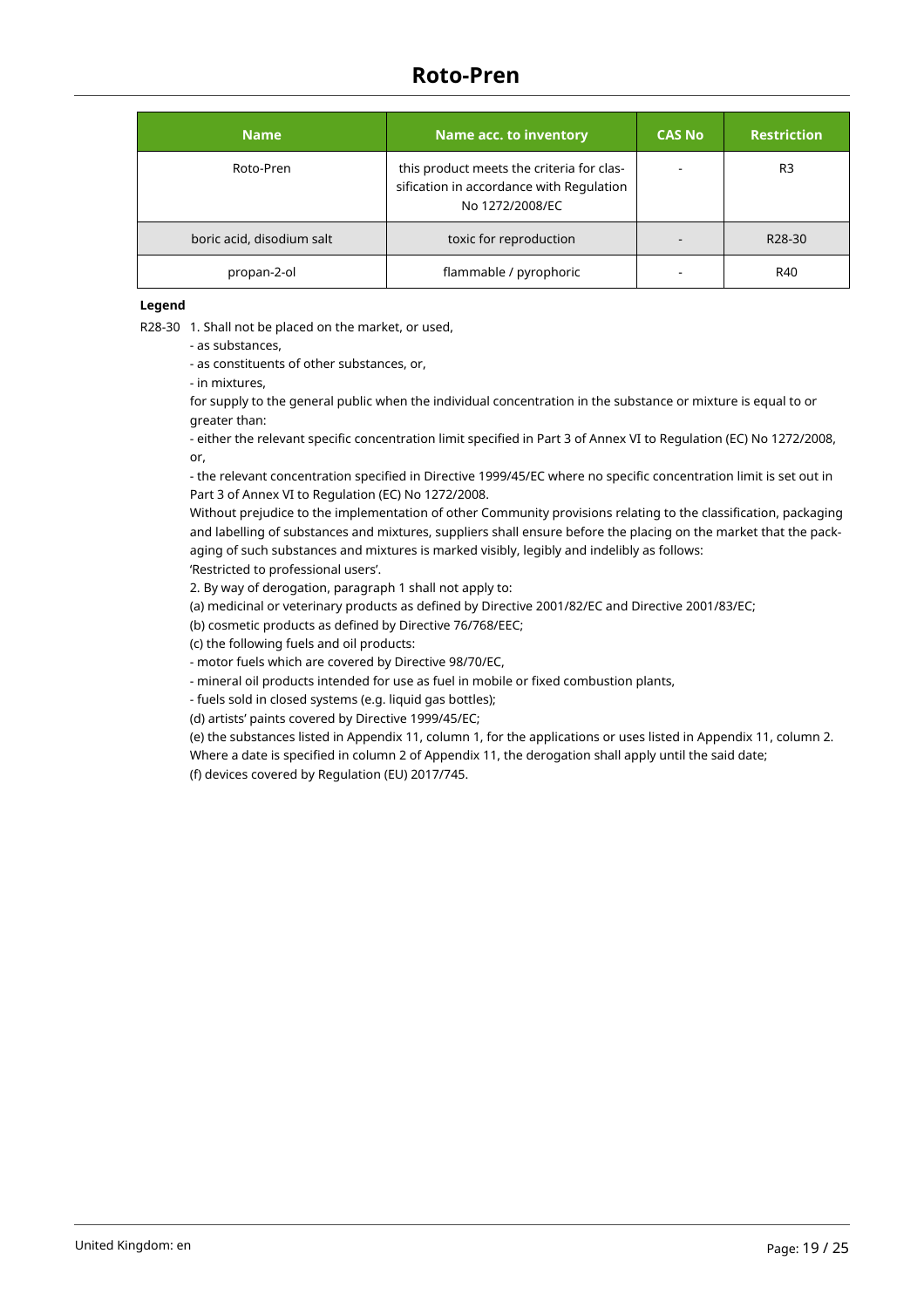| Name | Name acc. to inventory | CAS No | Restriction |
|---|---|---|---|
| Roto-Pren | this product meets the criteria for classification in accordance with Regulation No 1272/2008/EC | - | R3 |
| boric acid, disodium salt | toxic for reproduction | - | R28-30 |
| propan-2-ol | flammable / pyrophoric | - | R40 |

**Legend**

R28-30 1. Shall not be placed on the market, or used,

- as substances,
- as constituents of other substances, or,
- in mixtures,

for supply to the general public when the individual concentration in the substance or mixture is equal to or greater than:

- either the relevant specific concentration limit specified in Part 3 of Annex VI to Regulation (EC) No 1272/2008, or,
- the relevant concentration specified in Directive 1999/45/EC where no specific concentration limit is set out in Part 3 of Annex VI to Regulation (EC) No 1272/2008.

Without prejudice to the implementation of other Community provisions relating to the classification, packaging and labelling of substances and mixtures, suppliers shall ensure before the placing on the market that the packaging of such substances and mixtures is marked visibly, legibly and indelibly as follows:
'Restricted to professional users'.

2. By way of derogation, paragraph 1 shall not apply to:

(a) medicinal or veterinary products as defined by Directive 2001/82/EC and Directive 2001/83/EC;
(b) cosmetic products as defined by Directive 76/768/EEC;
(c) the following fuels and oil products:

- motor fuels which are covered by Directive 98/70/EC,
- mineral oil products intended for use as fuel in mobile or fixed combustion plants,
- fuels sold in closed systems (e.g. liquid gas bottles);

(d) artists' paints covered by Directive 1999/45/EC;
(e) the substances listed in Appendix 11, column 1, for the applications or uses listed in Appendix 11, column 2. Where a date is specified in column 2 of Appendix 11, the derogation shall apply until the said date;
(f) devices covered by Regulation (EU) 2017/745.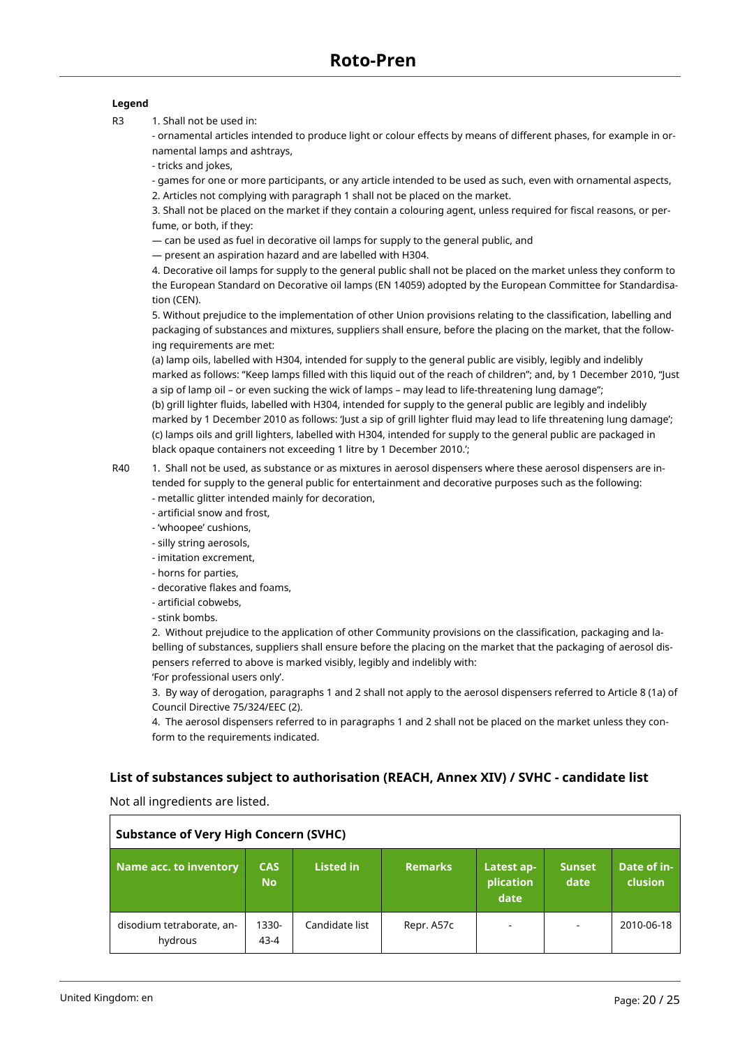**Legend**

R3 1. Shall not be used in:

- ornamental articles intended to produce light or colour effects by means of different phases, for example in ornamental lamps and ashtrays,
- tricks and jokes,
- games for one or more participants, or any article intended to be used as such, even with ornamental aspects,

2. Articles not complying with paragraph 1 shall not be placed on the market.

3. Shall not be placed on the market if they contain a colouring agent, unless required for fiscal reasons, or perfume, or both, if they:

— can be used as fuel in decorative oil lamps for supply to the general public, and

— present an aspiration hazard and are labelled with H304.

4. Decorative oil lamps for supply to the general public shall not be placed on the market unless they conform to the European Standard on Decorative oil lamps (EN 14059) adopted by the European Committee for Standardisation (CEN).

5. Without prejudice to the implementation of other Union provisions relating to the classification, labelling and packaging of substances and mixtures, suppliers shall ensure, before the placing on the market, that the following requirements are met:

(a) lamp oils, labelled with H304, intended for supply to the general public are visibly, legibly and indelibly marked as follows: "Keep lamps filled with this liquid out of the reach of children"; and, by 1 December 2010, "Just a sip of lamp oil – or even sucking the wick of lamps – may lead to life-threatening lung damage";

(b) grill lighter fluids, labelled with H304, intended for supply to the general public are legibly and indelibly marked by 1 December 2010 as follows: 'Just a sip of grill lighter fluid may lead to life threatening lung damage';

(c) lamps oils and grill lighters, labelled with H304, intended for supply to the general public are packaged in black opaque containers not exceeding 1 litre by 1 December 2010.';

R40 1. Shall not be used, as substance or as mixtures in aerosol dispensers where these aerosol dispensers are intended for supply to the general public for entertainment and decorative purposes such as the following:

- metallic glitter intended mainly for decoration,
- artificial snow and frost,
- 'whoopee' cushions,
- silly string aerosols,
- imitation excrement,
- horns for parties,
- decorative flakes and foams,
- artificial cobwebs,
- stink bombs.

2. Without prejudice to the application of other Community provisions on the classification, packaging and labelling of substances, suppliers shall ensure before the placing on the market that the packaging of aerosol dispensers referred to above is marked visibly, legibly and indelibly with:

'For professional users only'.

3. By way of derogation, paragraphs 1 and 2 shall not apply to the aerosol dispensers referred to Article 8 (1a) of Council Directive 75/324/EEC (2).

4. The aerosol dispensers referred to in paragraphs 1 and 2 shall not be placed on the market unless they conform to the requirements indicated.

## List of substances subject to authorisation (REACH, Annex XIV) / SVHC - candidate list

Not all ingredients are listed.

**Substance of Very High Concern (SVHC)**

| Name acc. to inventory | CAS No | Listed in | Remarks | Latest application date | Sunset date | Date of inclusion |
|---|---|---|---|---|---|---|
| disodium tetraborate, anhydrous | 1330-43-4 | Candidate list | Repr. A57c | - | - | 2010-06-18 |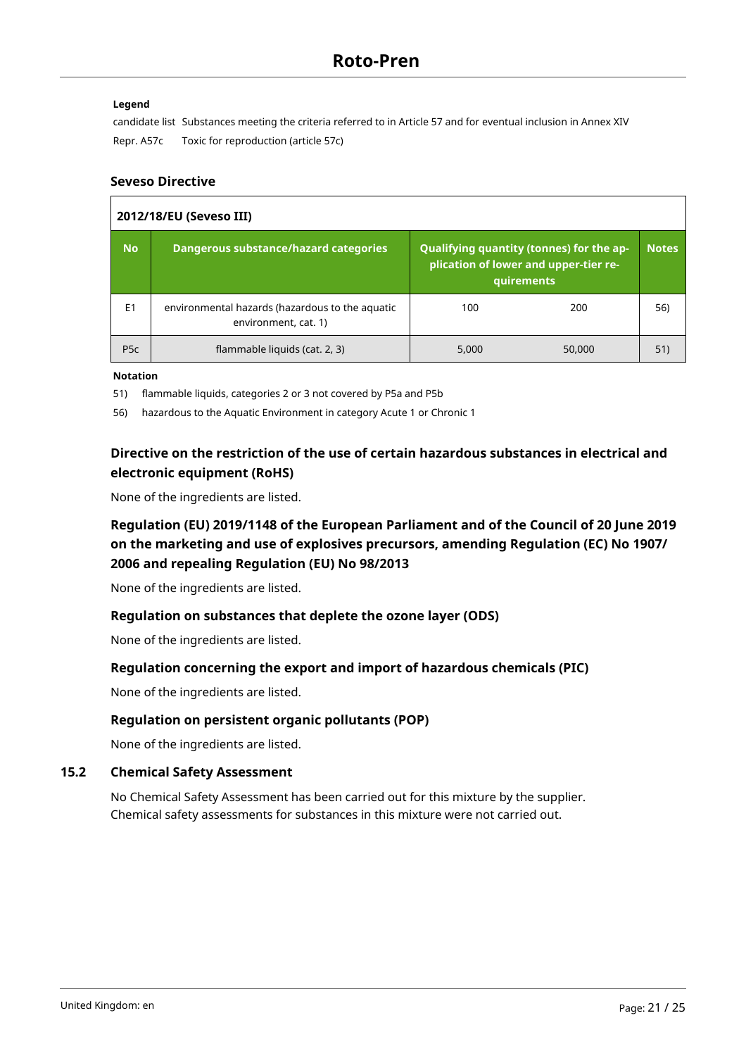**Legend**

candidate list Substances meeting the criteria referred to in Article 57 and for eventual inclusion in Annex XIV

Repr. A57c Toxic for reproduction (article 57c)

### Seveso Directive

| 2012/18/EU (Seveso III) | | | | |
|---|---|---|---|---|
| **No** | **Dangerous substance/hazard categories** | **Qualifying quantity (tonnes) for the application of lower and upper-tier requirements** | | **Notes** |
| E1 | environmental hazards (hazardous to the aquatic environment, cat. 1) | 100 | 200 | 56) |
| P5c | flammable liquids (cat. 2, 3) | 5,000 | 50,000 | 51) |

**Notation**

51) flammable liquids, categories 2 or 3 not covered by P5a and P5b

56) hazardous to the Aquatic Environment in category Acute 1 or Chronic 1

### Directive on the restriction of the use of certain hazardous substances in electrical and electronic equipment (RoHS)

None of the ingredients are listed.

### Regulation (EU) 2019/1148 of the European Parliament and of the Council of 20 June 2019 on the marketing and use of explosives precursors, amending Regulation (EC) No 1907/2006 and repealing Regulation (EU) No 98/2013

None of the ingredients are listed.

### Regulation on substances that deplete the ozone layer (ODS)

None of the ingredients are listed.

### Regulation concerning the export and import of hazardous chemicals (PIC)

None of the ingredients are listed.

### Regulation on persistent organic pollutants (POP)

None of the ingredients are listed.

## 15.2 Chemical Safety Assessment

No Chemical Safety Assessment has been carried out for this mixture by the supplier.
Chemical safety assessments for substances in this mixture were not carried out.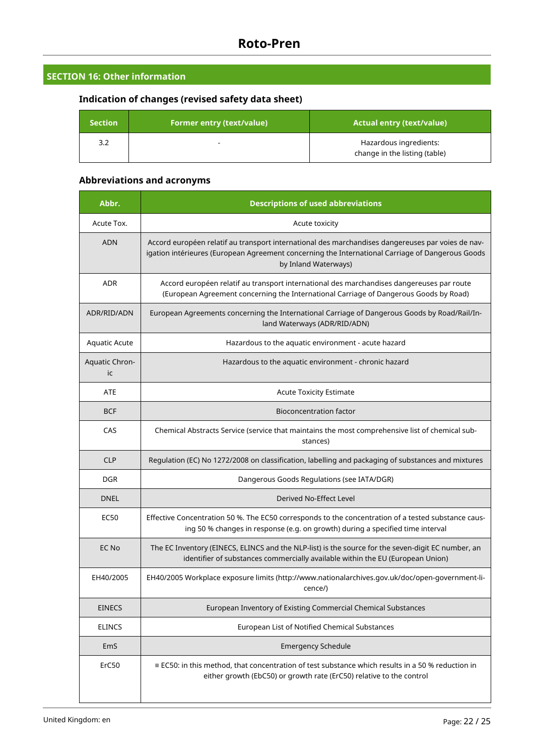## SECTION 16: Other information

### Indication of changes (revised safety data sheet)

| Section | Former entry (text/value) | Actual entry (text/value) |
|---|---|---|
| 3.2 | - | Hazardous ingredients: change in the listing (table) |

### Abbreviations and acronyms

| Abbr. | Descriptions of used abbreviations |
|---|---|
| Acute Tox. | Acute toxicity |
| ADN | Accord européen relatif au transport international des marchandises dangereuses par voies de navigation intérieures (European Agreement concerning the International Carriage of Dangerous Goods by Inland Waterways) |
| ADR | Accord européen relatif au transport international des marchandises dangereuses par route (European Agreement concerning the International Carriage of Dangerous Goods by Road) |
| ADR/RID/ADN | European Agreements concerning the International Carriage of Dangerous Goods by Road/Rail/Inland Waterways (ADR/RID/ADN) |
| Aquatic Acute | Hazardous to the aquatic environment - acute hazard |
| Aquatic Chronic | Hazardous to the aquatic environment - chronic hazard |
| ATE | Acute Toxicity Estimate |
| BCF | Bioconcentration factor |
| CAS | Chemical Abstracts Service (service that maintains the most comprehensive list of chemical substances) |
| CLP | Regulation (EC) No 1272/2008 on classification, labelling and packaging of substances and mixtures |
| DGR | Dangerous Goods Regulations (see IATA/DGR) |
| DNEL | Derived No-Effect Level |
| EC50 | Effective Concentration 50 %. The EC50 corresponds to the concentration of a tested substance causing 50 % changes in response (e.g. on growth) during a specified time interval |
| EC No | The EC Inventory (EINECS, ELINCS and the NLP-list) is the source for the seven-digit EC number, an identifier of substances commercially available within the EU (European Union) |
| EH40/2005 | EH40/2005 Workplace exposure limits (http://www.nationalarchives.gov.uk/doc/open-government-licence/) |
| EINECS | European Inventory of Existing Commercial Chemical Substances |
| ELINCS | European List of Notified Chemical Substances |
| EmS | Emergency Schedule |
| ErC50 | ≡ EC50: in this method, that concentration of test substance which results in a 50 % reduction in either growth (EbC50) or growth rate (ErC50) relative to the control |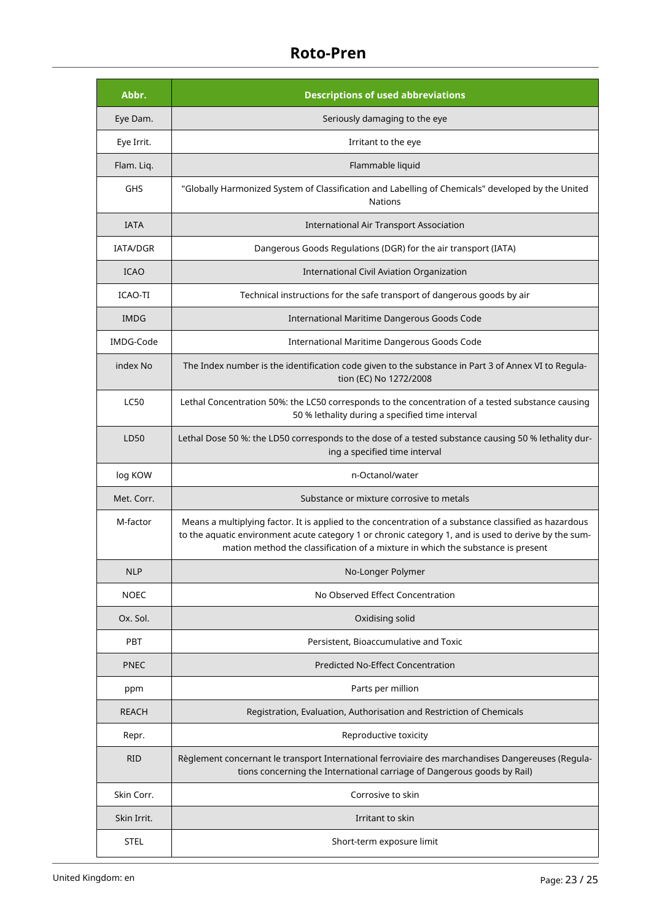| Abbr. | Descriptions of used abbreviations |
|---|---|
| Eye Dam. | Seriously damaging to the eye |
| Eye Irrit. | Irritant to the eye |
| Flam. Liq. | Flammable liquid |
| GHS | "Globally Harmonized System of Classification and Labelling of Chemicals" developed by the United Nations |
| IATA | International Air Transport Association |
| IATA/DGR | Dangerous Goods Regulations (DGR) for the air transport (IATA) |
| ICAO | International Civil Aviation Organization |
| ICAO-TI | Technical instructions for the safe transport of dangerous goods by air |
| IMDG | International Maritime Dangerous Goods Code |
| IMDG-Code | International Maritime Dangerous Goods Code |
| index No | The Index number is the identification code given to the substance in Part 3 of Annex VI to Regulation (EC) No 1272/2008 |
| LC50 | Lethal Concentration 50%: the LC50 corresponds to the concentration of a tested substance causing 50 % lethality during a specified time interval |
| LD50 | Lethal Dose 50 %: the LD50 corresponds to the dose of a tested substance causing 50 % lethality during a specified time interval |
| log KOW | n-Octanol/water |
| Met. Corr. | Substance or mixture corrosive to metals |
| M-factor | Means a multiplying factor. It is applied to the concentration of a substance classified as hazardous to the aquatic environment acute category 1 or chronic category 1, and is used to derive by the summation method the classification of a mixture in which the substance is present |
| NLP | No-Longer Polymer |
| NOEC | No Observed Effect Concentration |
| Ox. Sol. | Oxidising solid |
| PBT | Persistent, Bioaccumulative and Toxic |
| PNEC | Predicted No-Effect Concentration |
| ppm | Parts per million |
| REACH | Registration, Evaluation, Authorisation and Restriction of Chemicals |
| Repr. | Reproductive toxicity |
| RID | Règlement concernant le transport International ferroviaire des marchandises Dangereuses (Regulations concerning the International carriage of Dangerous goods by Rail) |
| Skin Corr. | Corrosive to skin |
| Skin Irrit. | Irritant to skin |
| STEL | Short-term exposure limit |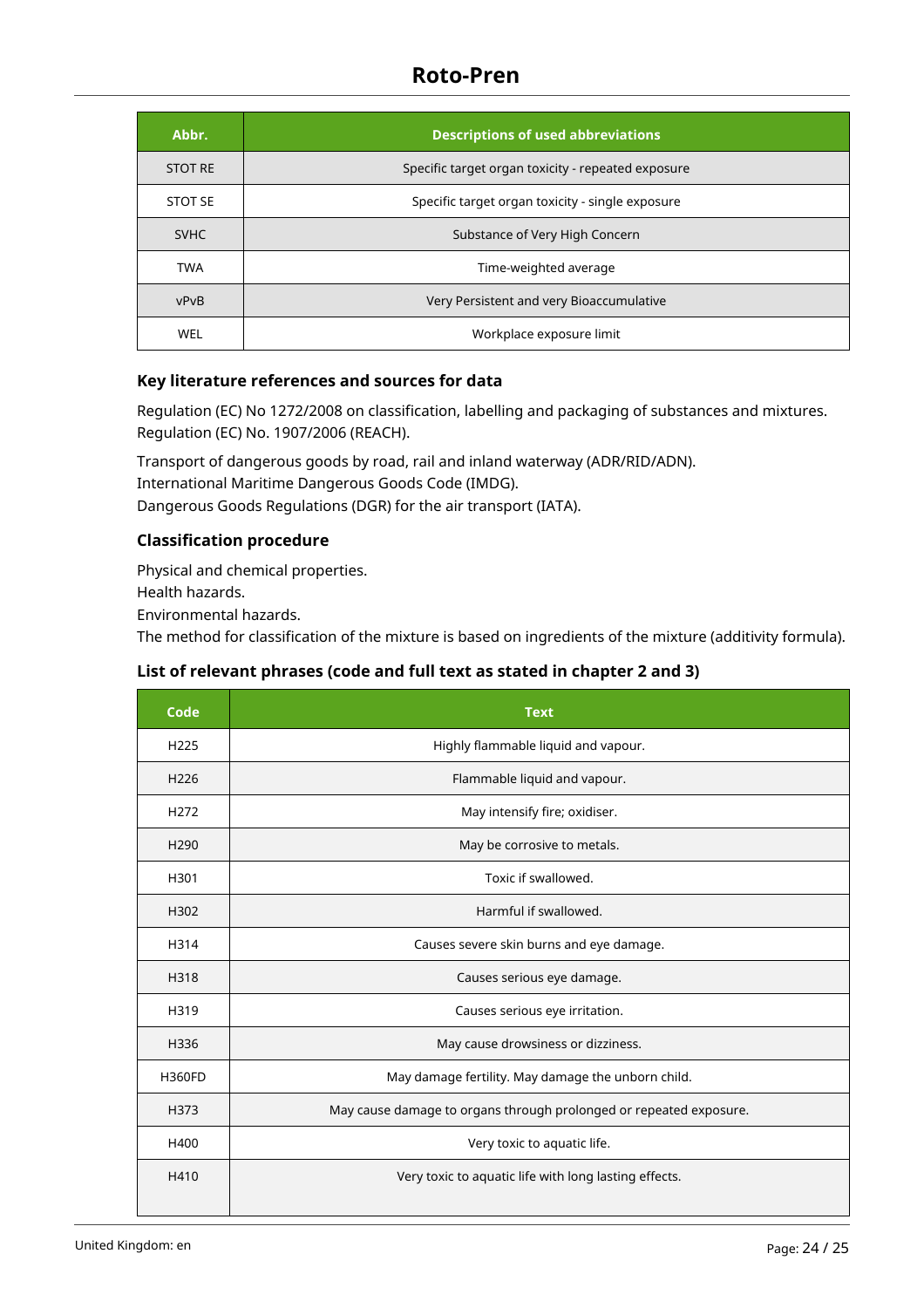| Abbr. | Descriptions of used abbreviations |
| --- | --- |
| STOT RE | Specific target organ toxicity - repeated exposure |
| STOT SE | Specific target organ toxicity - single exposure |
| SVHC | Substance of Very High Concern |
| TWA | Time-weighted average |
| vPvB | Very Persistent and very Bioaccumulative |
| WEL | Workplace exposure limit |

### Key literature references and sources for data

Regulation (EC) No 1272/2008 on classification, labelling and packaging of substances and mixtures.
Regulation (EC) No. 1907/2006 (REACH).

Transport of dangerous goods by road, rail and inland waterway (ADR/RID/ADN).
International Maritime Dangerous Goods Code (IMDG).
Dangerous Goods Regulations (DGR) for the air transport (IATA).

### Classification procedure

Physical and chemical properties.
Health hazards.
Environmental hazards.
The method for classification of the mixture is based on ingredients of the mixture (additivity formula).

### List of relevant phrases (code and full text as stated in chapter 2 and 3)

| Code | Text |
| --- | --- |
| H225 | Highly flammable liquid and vapour. |
| H226 | Flammable liquid and vapour. |
| H272 | May intensify fire; oxidiser. |
| H290 | May be corrosive to metals. |
| H301 | Toxic if swallowed. |
| H302 | Harmful if swallowed. |
| H314 | Causes severe skin burns and eye damage. |
| H318 | Causes serious eye damage. |
| H319 | Causes serious eye irritation. |
| H336 | May cause drowsiness or dizziness. |
| H360FD | May damage fertility. May damage the unborn child. |
| H373 | May cause damage to organs through prolonged or repeated exposure. |
| H400 | Very toxic to aquatic life. |
| H410 | Very toxic to aquatic life with long lasting effects. |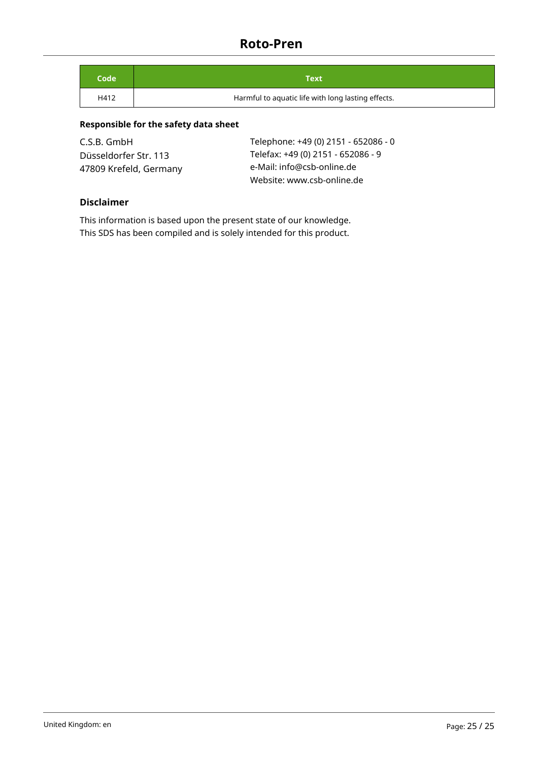| Code | Text |
|---|---|
| H412 | Harmful to aquatic life with long lasting effects. |

### Responsible for the safety data sheet

C.S.B. GmbH
Düsseldorfer Str. 113
47809 Krefeld, Germany

Telephone: +49 (0) 2151 - 652086 - 0
Telefax: +49 (0) 2151 - 652086 - 9
e-Mail: info@csb-online.de
Website: www.csb-online.de

### Disclaimer

This information is based upon the present state of our knowledge.
This SDS has been compiled and is solely intended for this product.